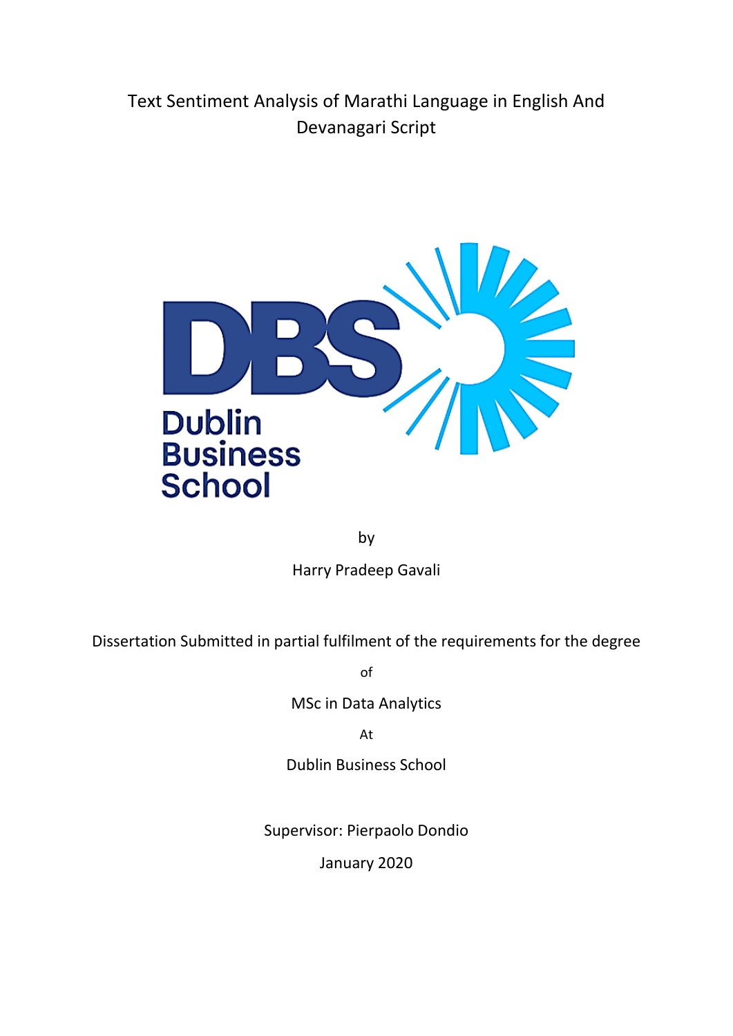# Text Sentiment Analysis of Marathi Language in English And Devanagari Script

by

Harry Pradeep Gavali

Dissertation Submitted in partial fulfilment of the requirements for the degree

of

MSc in Data Analytics

At

Dublin Business School

Supervisor: Pierpaolo Dondio

January 2020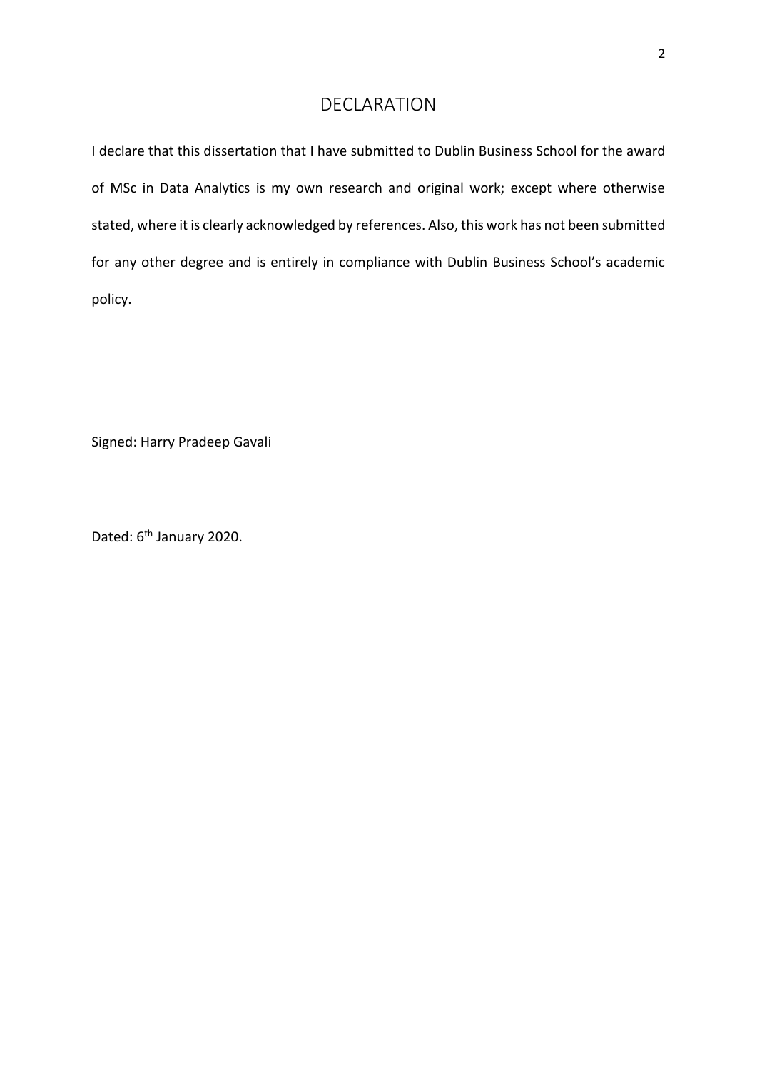# DECLARATION

I declare that this dissertation that I have submitted to Dublin Business School for the award of MSc in Data Analytics is my own research and original work; except where otherwise stated, where it is clearly acknowledged by references. Also, this work has not been submitted for any other degree and is entirely in compliance with Dublin Business School's academic policy.

Signed: Harry Pradeep Gavali

Dated: 6th January 2020.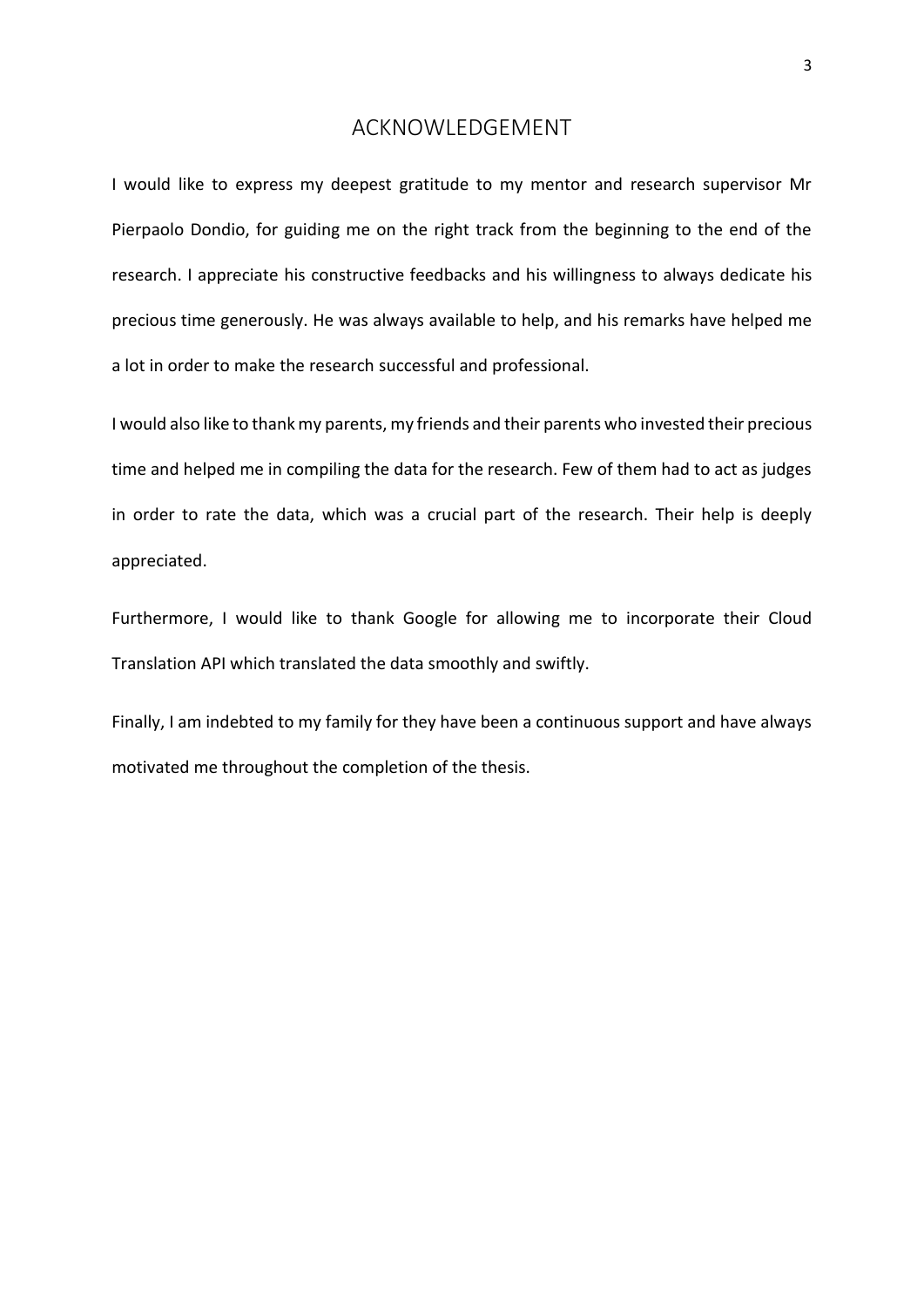# ACKNOWLEDGEMENT

I would like to express my deepest gratitude to my mentor and research supervisor Mr Pierpaolo Dondio, for guiding me on the right track from the beginning to the end of the research. I appreciate his constructive feedbacks and his willingness to always dedicate his precious time generously. He was always available to help, and his remarks have helped me a lot in order to make the research successful and professional.

I would also like to thank my parents, my friends and their parents who invested their precious time and helped me in compiling the data for the research. Few of them had to act as judges in order to rate the data, which was a crucial part of the research. Their help is deeply appreciated.

Furthermore, I would like to thank Google for allowing me to incorporate their Cloud Translation API which translated the data smoothly and swiftly.

Finally, I am indebted to my family for they have been a continuous support and have always motivated me throughout the completion of the thesis.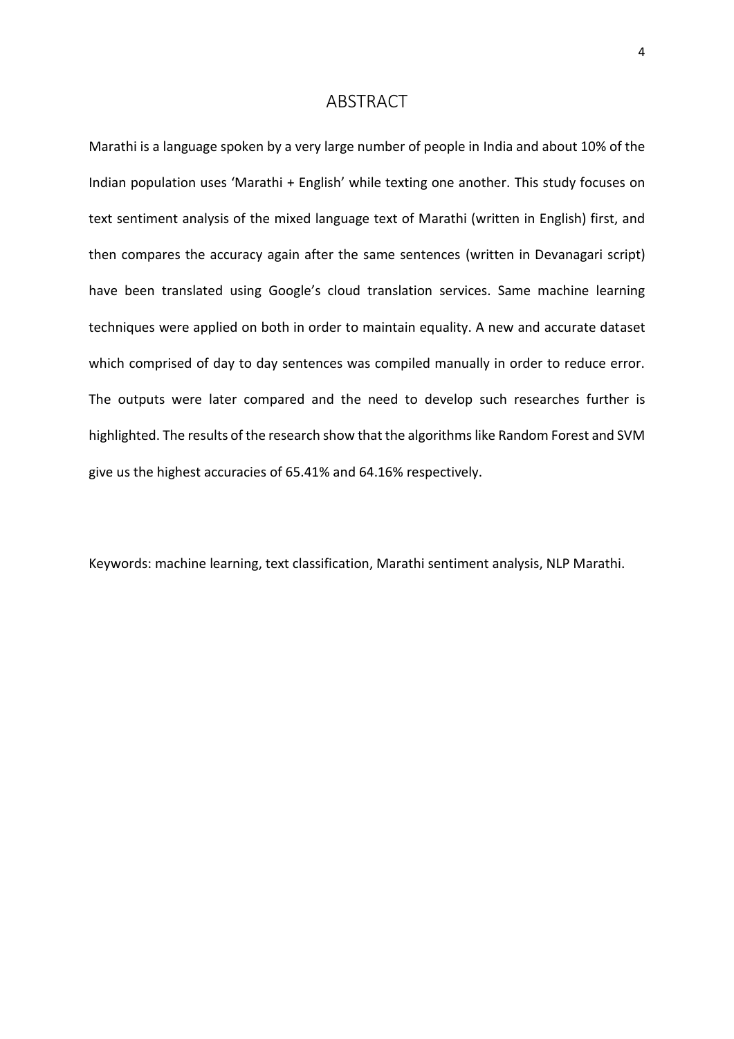# ABSTRACT

Marathi is a language spoken by a very large number of people in India and about 10% of the Indian population uses 'Marathi + English' while texting one another. This study focuses on text sentiment analysis of the mixed language text of Marathi (written in English) first, and then compares the accuracy again after the same sentences (written in Devanagari script) have been translated using Google's cloud translation services. Same machine learning techniques were applied on both in order to maintain equality. A new and accurate dataset which comprised of day to day sentences was compiled manually in order to reduce error. The outputs were later compared and the need to develop such researches further is highlighted. The results of the research show that the algorithms like Random Forest and SVM give us the highest accuracies of 65.41% and 64.16% respectively.

Keywords: machine learning, text classification, Marathi sentiment analysis, NLP Marathi.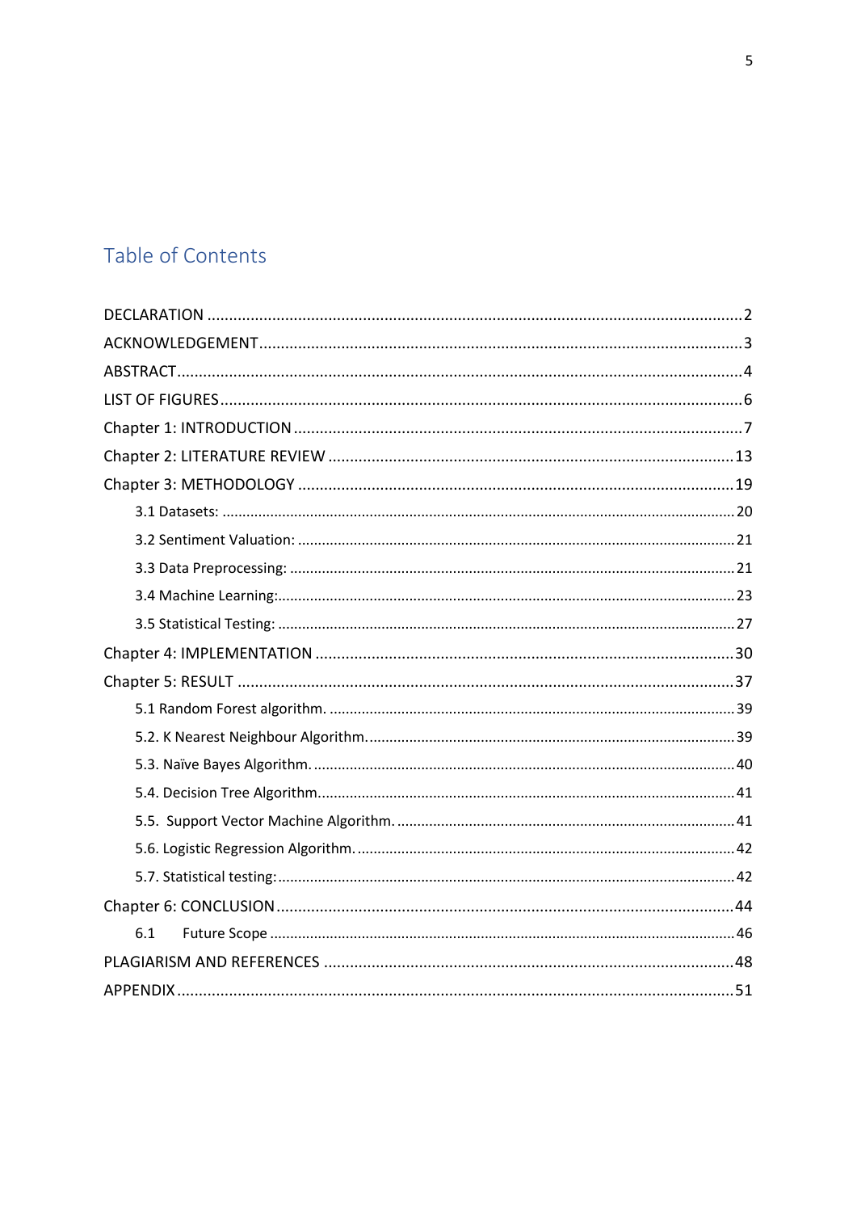# Table of Contents

DECLARATION .......... 2

ACKNOWLEDGEMENT .......... 3

ABSTRACT .......... 4

LIST OF FIGURES .......... 6

Chapter 1: INTRODUCTION .......... 7

Chapter 2: LITERATURE REVIEW .......... 13

Chapter 3: METHODOLOGY .......... 19

- 3.1 Datasets: .......... 20
- 3.2 Sentiment Valuation: .......... 21
- 3.3 Data Preprocessing: .......... 21
- 3.4 Machine Learning: .......... 23
- 3.5 Statistical Testing: .......... 27

Chapter 4: IMPLEMENTATION .......... 30

Chapter 5: RESULT .......... 37

- 5.1 Random Forest algorithm. .......... 39
- 5.2. K Nearest Neighbour Algorithm. .......... 39
- 5.3. Naïve Bayes Algorithm. .......... 40
- 5.4. Decision Tree Algorithm. .......... 41
- 5.5. Support Vector Machine Algorithm. .......... 41
- 5.6. Logistic Regression Algorithm. .......... 42
- 5.7. Statistical testing: .......... 42

Chapter 6: CONCLUSION .......... 44

- 6.1 Future Scope .......... 46

PLAGIARISM AND REFERENCES .......... 48

APPENDIX .......... 51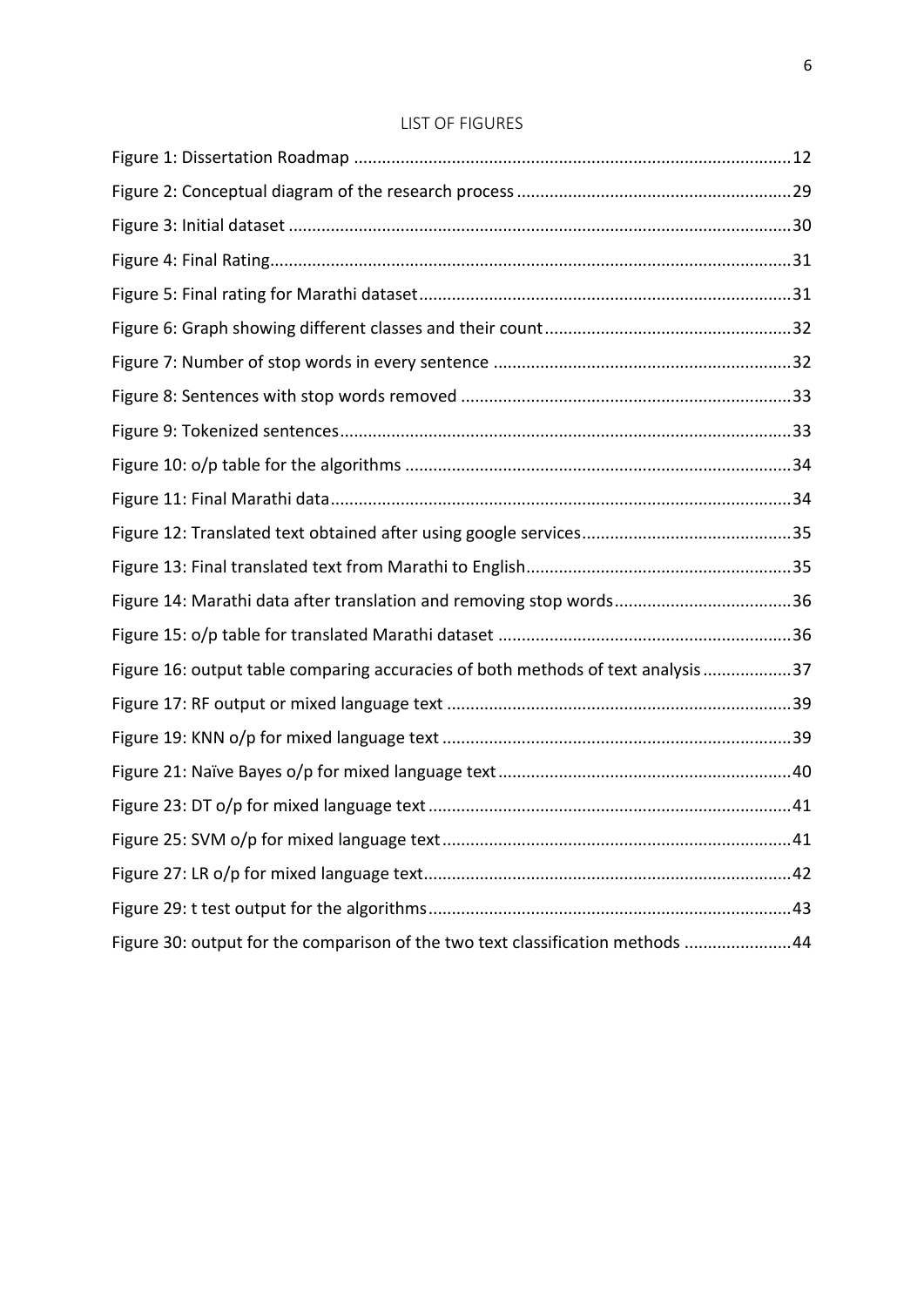# LIST OF FIGURES

Figure 1: Dissertation Roadmap ........................................................................................... 12
Figure 2: Conceptual diagram of the research process ........................................................ 29
Figure 3: Initial dataset ........................................................................................................ 30
Figure 4: Final Rating........................................................................................................... 31
Figure 5: Final rating for Marathi dataset ............................................................................ 31
Figure 6: Graph showing different classes and their count .................................................. 32
Figure 7: Number of stop words in every sentence ............................................................. 32
Figure 8: Sentences with stop words removed .................................................................... 33
Figure 9: Tokenized sentences.............................................................................................. 33
Figure 10: o/p table for the algorithms ................................................................................ 34
Figure 11: Final Marathi data................................................................................................ 34
Figure 12: Translated text obtained after using google services .......................................... 35
Figure 13: Final translated text from Marathi to English...................................................... 35
Figure 14: Marathi data after translation and removing stop words.................................... 36
Figure 15: o/p table for translated Marathi dataset ............................................................. 36
Figure 16: output table comparing accuracies of both methods of text analysis .................. 37
Figure 17: RF output or mixed language text ....................................................................... 39
Figure 19: KNN o/p for mixed language text ........................................................................ 39
Figure 21: Naïve Bayes o/p for mixed language text ............................................................ 40
Figure 23: DT o/p for mixed language text ........................................................................... 41
Figure 25: SVM o/p for mixed language text ........................................................................ 41
Figure 27: LR o/p for mixed language text............................................................................ 42
Figure 29: t test output for the algorithms........................................................................... 43
Figure 30: output for the comparison of the two text classification methods ...................... 44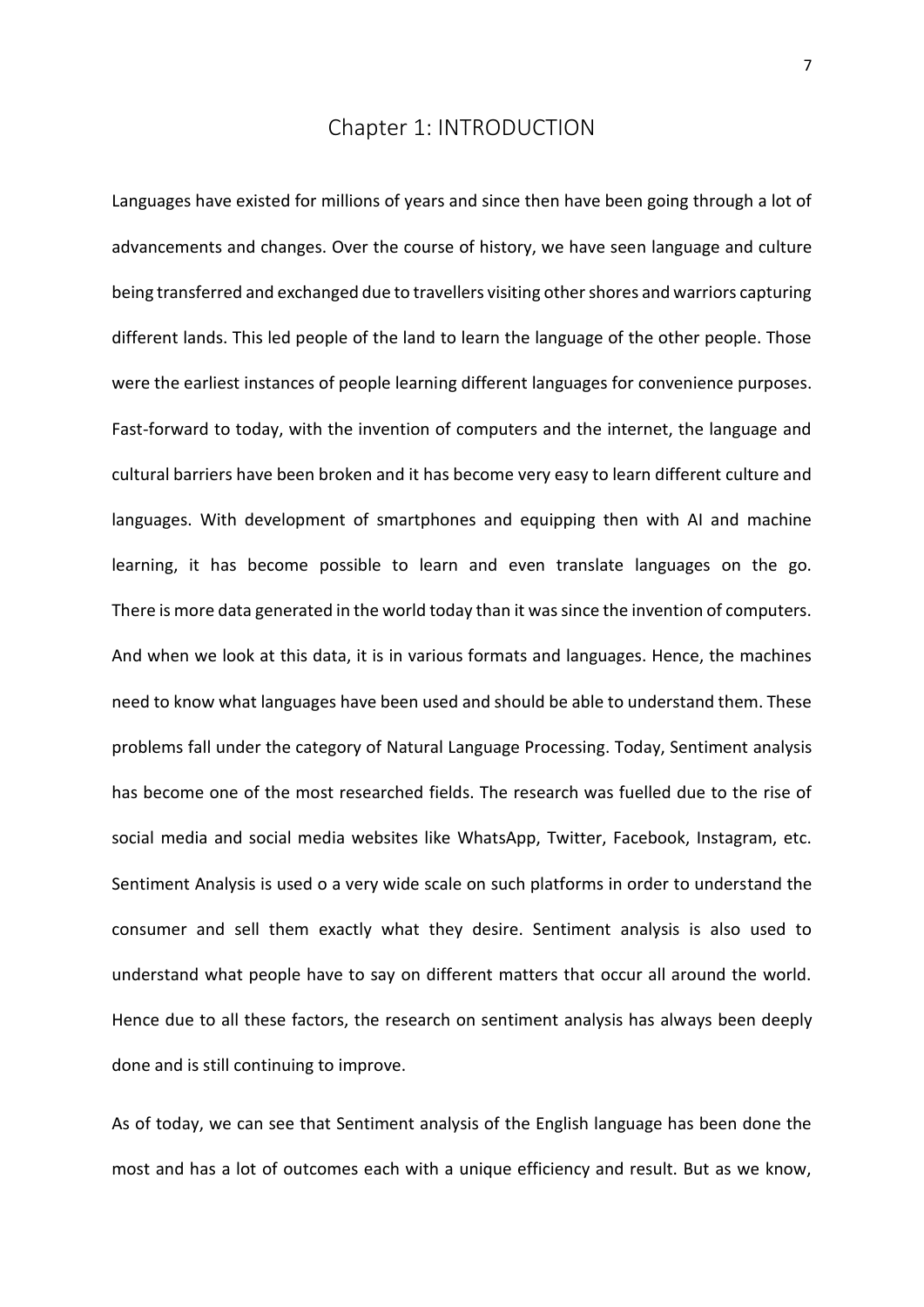# Chapter 1: INTRODUCTION

Languages have existed for millions of years and since then have been going through a lot of advancements and changes. Over the course of history, we have seen language and culture being transferred and exchanged due to travellers visiting other shores and warriors capturing different lands. This led people of the land to learn the language of the other people. Those were the earliest instances of people learning different languages for convenience purposes. Fast-forward to today, with the invention of computers and the internet, the language and cultural barriers have been broken and it has become very easy to learn different culture and languages. With development of smartphones and equipping then with AI and machine learning, it has become possible to learn and even translate languages on the go. There is more data generated in the world today than it was since the invention of computers. And when we look at this data, it is in various formats and languages. Hence, the machines need to know what languages have been used and should be able to understand them. These problems fall under the category of Natural Language Processing. Today, Sentiment analysis has become one of the most researched fields. The research was fuelled due to the rise of social media and social media websites like WhatsApp, Twitter, Facebook, Instagram, etc. Sentiment Analysis is used o a very wide scale on such platforms in order to understand the consumer and sell them exactly what they desire. Sentiment analysis is also used to understand what people have to say on different matters that occur all around the world. Hence due to all these factors, the research on sentiment analysis has always been deeply done and is still continuing to improve.

As of today, we can see that Sentiment analysis of the English language has been done the most and has a lot of outcomes each with a unique efficiency and result. But as we know,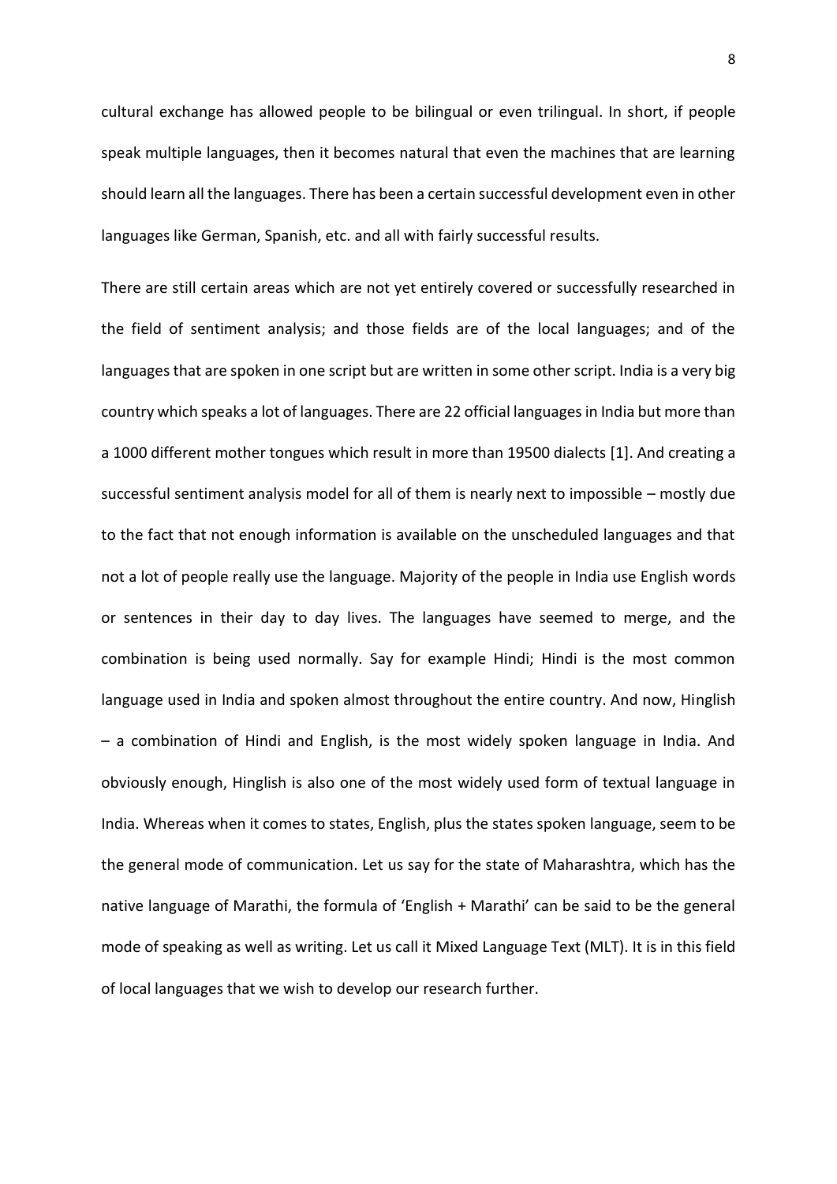cultural exchange has allowed people to be bilingual or even trilingual. In short, if people speak multiple languages, then it becomes natural that even the machines that are learning should learn all the languages. There has been a certain successful development even in other languages like German, Spanish, etc. and all with fairly successful results.

There are still certain areas which are not yet entirely covered or successfully researched in the field of sentiment analysis; and those fields are of the local languages; and of the languages that are spoken in one script but are written in some other script. India is a very big country which speaks a lot of languages. There are 22 official languages in India but more than a 1000 different mother tongues which result in more than 19500 dialects [1]. And creating a successful sentiment analysis model for all of them is nearly next to impossible – mostly due to the fact that not enough information is available on the unscheduled languages and that not a lot of people really use the language. Majority of the people in India use English words or sentences in their day to day lives. The languages have seemed to merge, and the combination is being used normally. Say for example Hindi; Hindi is the most common language used in India and spoken almost throughout the entire country. And now, Hinglish – a combination of Hindi and English, is the most widely spoken language in India. And obviously enough, Hinglish is also one of the most widely used form of textual language in India. Whereas when it comes to states, English, plus the states spoken language, seem to be the general mode of communication. Let us say for the state of Maharashtra, which has the native language of Marathi, the formula of 'English + Marathi' can be said to be the general mode of speaking as well as writing. Let us call it Mixed Language Text (MLT). It is in this field of local languages that we wish to develop our research further.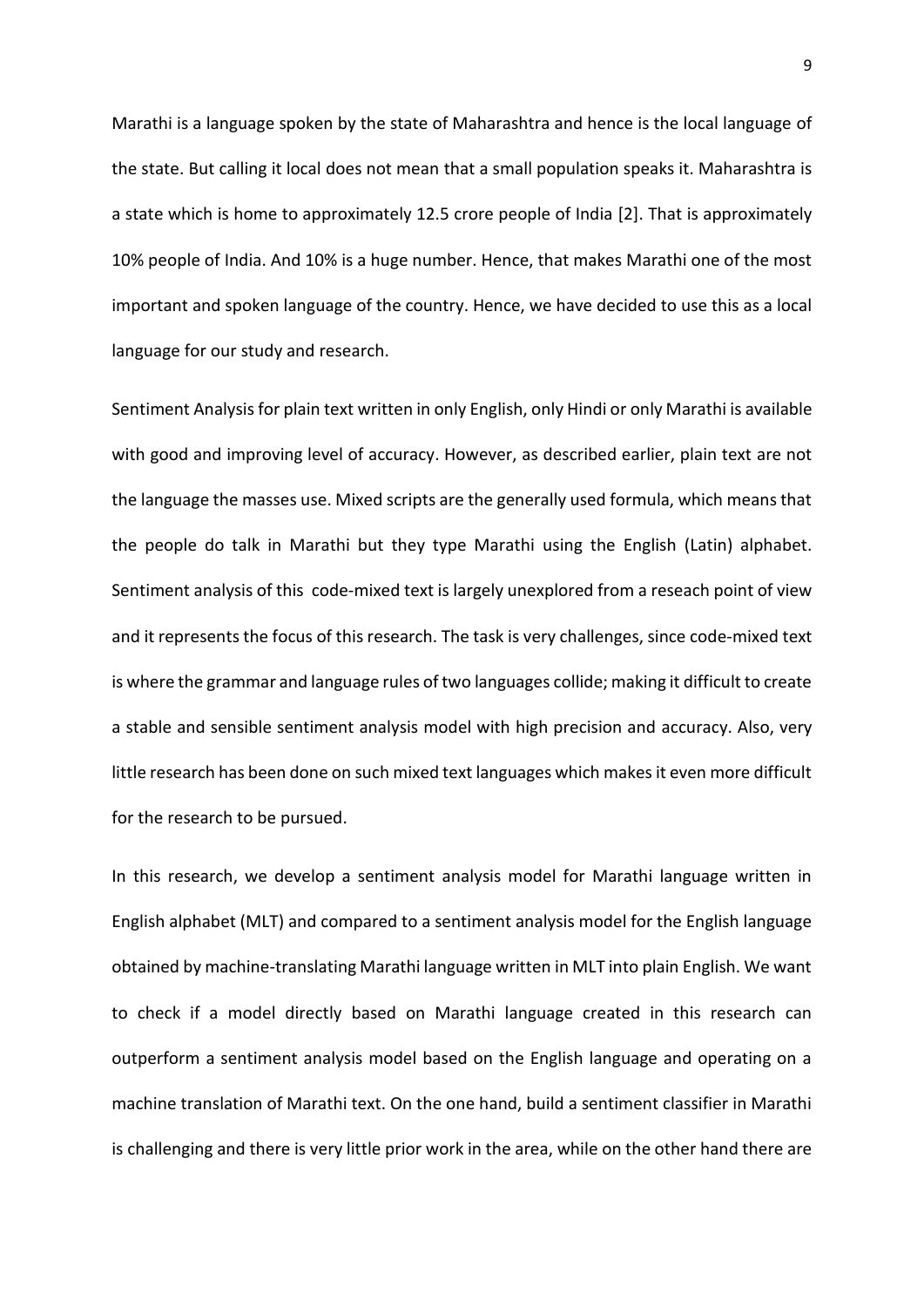Marathi is a language spoken by the state of Maharashtra and hence is the local language of the state. But calling it local does not mean that a small population speaks it. Maharashtra is a state which is home to approximately 12.5 crore people of India [2]. That is approximately 10% people of India. And 10% is a huge number. Hence, that makes Marathi one of the most important and spoken language of the country. Hence, we have decided to use this as a local language for our study and research.

Sentiment Analysis for plain text written in only English, only Hindi or only Marathi is available with good and improving level of accuracy. However, as described earlier, plain text are not the language the masses use. Mixed scripts are the generally used formula, which means that the people do talk in Marathi but they type Marathi using the English (Latin) alphabet. Sentiment analysis of this code-mixed text is largely unexplored from a reseach point of view and it represents the focus of this research. The task is very challenges, since code-mixed text is where the grammar and language rules of two languages collide; making it difficult to create a stable and sensible sentiment analysis model with high precision and accuracy. Also, very little research has been done on such mixed text languages which makes it even more difficult for the research to be pursued.

In this research, we develop a sentiment analysis model for Marathi language written in English alphabet (MLT) and compared to a sentiment analysis model for the English language obtained by machine-translating Marathi language written in MLT into plain English. We want to check if a model directly based on Marathi language created in this research can outperform a sentiment analysis model based on the English language and operating on a machine translation of Marathi text. On the one hand, build a sentiment classifier in Marathi is challenging and there is very little prior work in the area, while on the other hand there are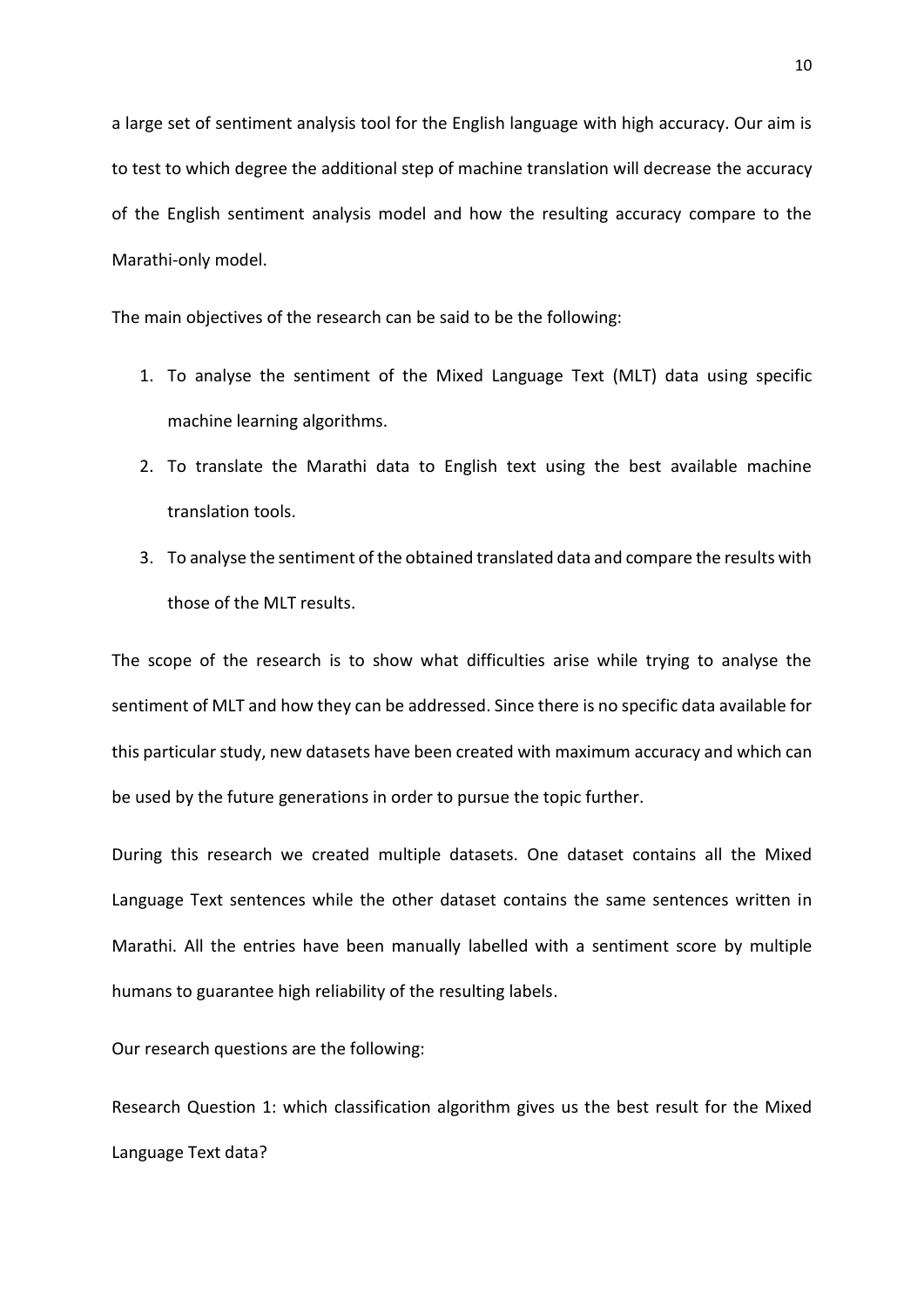a large set of sentiment analysis tool for the English language with high accuracy. Our aim is to test to which degree the additional step of machine translation will decrease the accuracy of the English sentiment analysis model and how the resulting accuracy compare to the Marathi-only model.

The main objectives of the research can be said to be the following:

1. To analyse the sentiment of the Mixed Language Text (MLT) data using specific machine learning algorithms.
2. To translate the Marathi data to English text using the best available machine translation tools.
3. To analyse the sentiment of the obtained translated data and compare the results with those of the MLT results.

The scope of the research is to show what difficulties arise while trying to analyse the sentiment of MLT and how they can be addressed. Since there is no specific data available for this particular study, new datasets have been created with maximum accuracy and which can be used by the future generations in order to pursue the topic further.

During this research we created multiple datasets. One dataset contains all the Mixed Language Text sentences while the other dataset contains the same sentences written in Marathi. All the entries have been manually labelled with a sentiment score by multiple humans to guarantee high reliability of the resulting labels.

Our research questions are the following:

Research Question 1: which classification algorithm gives us the best result for the Mixed Language Text data?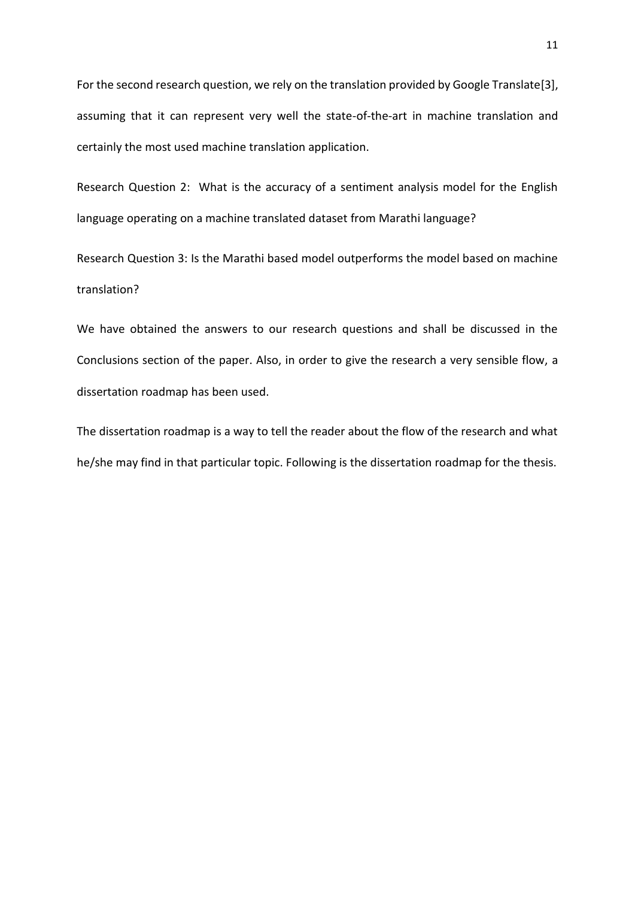For the second research question, we rely on the translation provided by Google Translate[3], assuming that it can represent very well the state-of-the-art in machine translation and certainly the most used machine translation application.

Research Question 2: What is the accuracy of a sentiment analysis model for the English language operating on a machine translated dataset from Marathi language?

Research Question 3: Is the Marathi based model outperforms the model based on machine translation?

We have obtained the answers to our research questions and shall be discussed in the Conclusions section of the paper. Also, in order to give the research a very sensible flow, a dissertation roadmap has been used.

The dissertation roadmap is a way to tell the reader about the flow of the research and what he/she may find in that particular topic. Following is the dissertation roadmap for the thesis.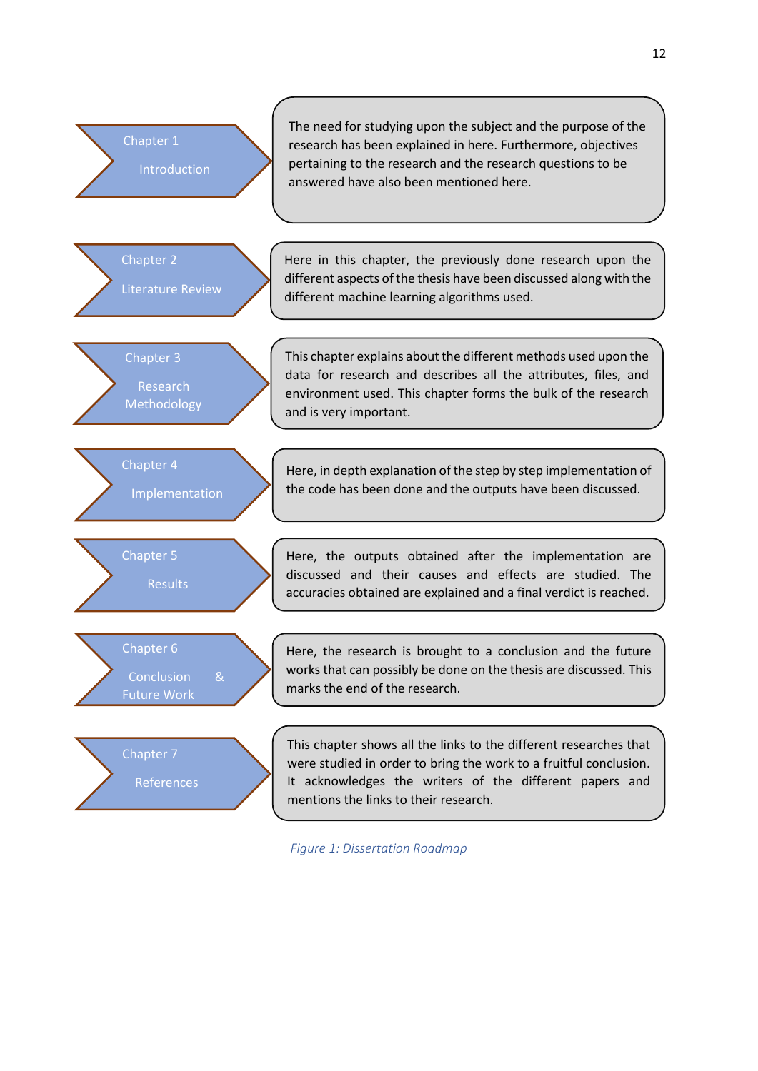**Chapter 1 — Introduction**

The need for studying upon the subject and the purpose of the research has been explained in here. Furthermore, objectives pertaining to the research and the research questions to be answered have also been mentioned here.

**Chapter 2 — Literature Review**

Here in this chapter, the previously done research upon the different aspects of the thesis have been discussed along with the different machine learning algorithms used.

**Chapter 3 — Research Methodology**

This chapter explains about the different methods used upon the data for research and describes all the attributes, files, and environment used. This chapter forms the bulk of the research and is very important.

**Chapter 4 — Implementation**

Here, in depth explanation of the step by step implementation of the code has been done and the outputs have been discussed.

**Chapter 5 — Results**

Here, the outputs obtained after the implementation are discussed and their causes and effects are studied. The accuracies obtained are explained and a final verdict is reached.

**Chapter 6 — Conclusion & Future Work**

Here, the research is brought to a conclusion and the future works that can possibly be done on the thesis are discussed. This marks the end of the research.

**Chapter 7 — References**

This chapter shows all the links to the different researches that were studied in order to bring the work to a fruitful conclusion. It acknowledges the writers of the different papers and mentions the links to their research.

*Figure 1: Dissertation Roadmap*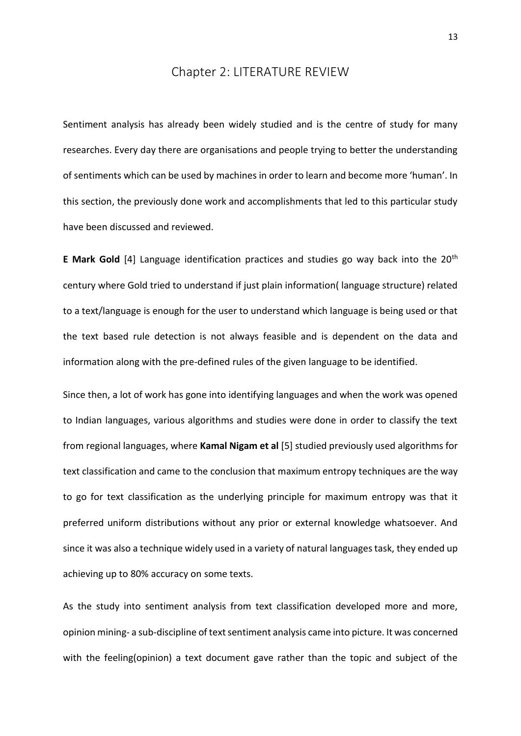# Chapter 2: LITERATURE REVIEW

Sentiment analysis has already been widely studied and is the centre of study for many researches. Every day there are organisations and people trying to better the understanding of sentiments which can be used by machines in order to learn and become more 'human'. In this section, the previously done work and accomplishments that led to this particular study have been discussed and reviewed.

**E Mark Gold** [4] Language identification practices and studies go way back into the 20$^{th}$ century where Gold tried to understand if just plain information( language structure) related to a text/language is enough for the user to understand which language is being used or that the text based rule detection is not always feasible and is dependent on the data and information along with the pre-defined rules of the given language to be identified.

Since then, a lot of work has gone into identifying languages and when the work was opened to Indian languages, various algorithms and studies were done in order to classify the text from regional languages, where **Kamal Nigam et al** [5] studied previously used algorithms for text classification and came to the conclusion that maximum entropy techniques are the way to go for text classification as the underlying principle for maximum entropy was that it preferred uniform distributions without any prior or external knowledge whatsoever. And since it was also a technique widely used in a variety of natural languages task, they ended up achieving up to 80% accuracy on some texts.

As the study into sentiment analysis from text classification developed more and more, opinion mining- a sub-discipline of text sentiment analysis came into picture. It was concerned with the feeling(opinion) a text document gave rather than the topic and subject of the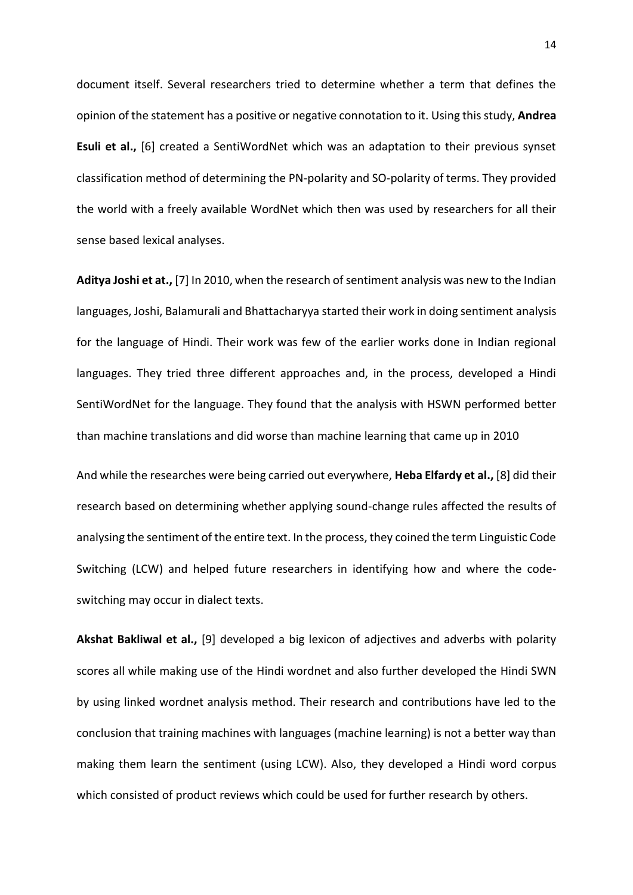document itself. Several researchers tried to determine whether a term that defines the opinion of the statement has a positive or negative connotation to it. Using this study, **Andrea Esuli et al.,** [6] created a SentiWordNet which was an adaptation to their previous synset classification method of determining the PN-polarity and SO-polarity of terms. They provided the world with a freely available WordNet which then was used by researchers for all their sense based lexical analyses.

**Aditya Joshi et at.,** [7] In 2010, when the research of sentiment analysis was new to the Indian languages, Joshi, Balamurali and Bhattacharyya started their work in doing sentiment analysis for the language of Hindi. Their work was few of the earlier works done in Indian regional languages. They tried three different approaches and, in the process, developed a Hindi SentiWordNet for the language. They found that the analysis with HSWN performed better than machine translations and did worse than machine learning that came up in 2010

And while the researches were being carried out everywhere, **Heba Elfardy et al.,** [8] did their research based on determining whether applying sound-change rules affected the results of analysing the sentiment of the entire text. In the process, they coined the term Linguistic Code Switching (LCW) and helped future researchers in identifying how and where the code-switching may occur in dialect texts.

**Akshat Bakliwal et al.,** [9] developed a big lexicon of adjectives and adverbs with polarity scores all while making use of the Hindi wordnet and also further developed the Hindi SWN by using linked wordnet analysis method. Their research and contributions have led to the conclusion that training machines with languages (machine learning) is not a better way than making them learn the sentiment (using LCW). Also, they developed a Hindi word corpus which consisted of product reviews which could be used for further research by others.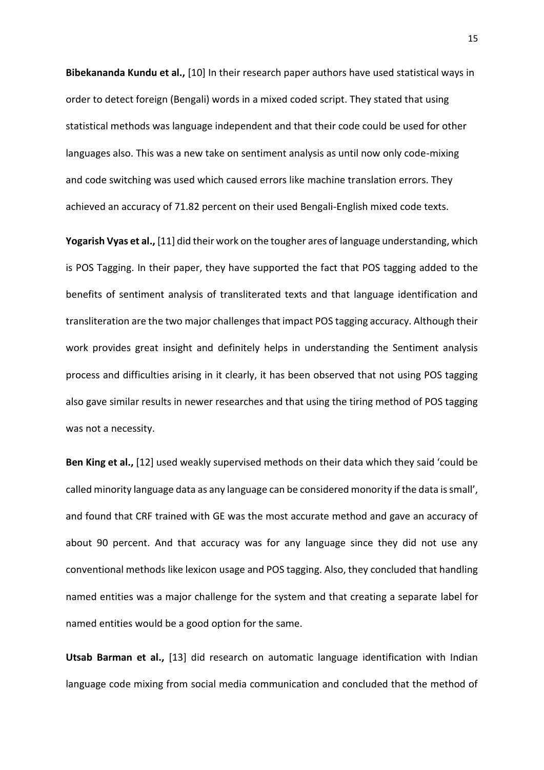**Bibekananda Kundu et al.,** [10] In their research paper authors have used statistical ways in order to detect foreign (Bengali) words in a mixed coded script. They stated that using statistical methods was language independent and that their code could be used for other languages also. This was a new take on sentiment analysis as until now only code-mixing and code switching was used which caused errors like machine translation errors. They achieved an accuracy of 71.82 percent on their used Bengali-English mixed code texts.

**Yogarish Vyas et al.,** [11] did their work on the tougher ares of language understanding, which is POS Tagging. In their paper, they have supported the fact that POS tagging added to the benefits of sentiment analysis of transliterated texts and that language identification and transliteration are the two major challenges that impact POS tagging accuracy. Although their work provides great insight and definitely helps in understanding the Sentiment analysis process and difficulties arising in it clearly, it has been observed that not using POS tagging also gave similar results in newer researches and that using the tiring method of POS tagging was not a necessity.

**Ben King et al.,** [12] used weakly supervised methods on their data which they said 'could be called minority language data as any language can be considered monority if the data is small', and found that CRF trained with GE was the most accurate method and gave an accuracy of about 90 percent. And that accuracy was for any language since they did not use any conventional methods like lexicon usage and POS tagging. Also, they concluded that handling named entities was a major challenge for the system and that creating a separate label for named entities would be a good option for the same.

**Utsab Barman et al.,** [13] did research on automatic language identification with Indian language code mixing from social media communication and concluded that the method of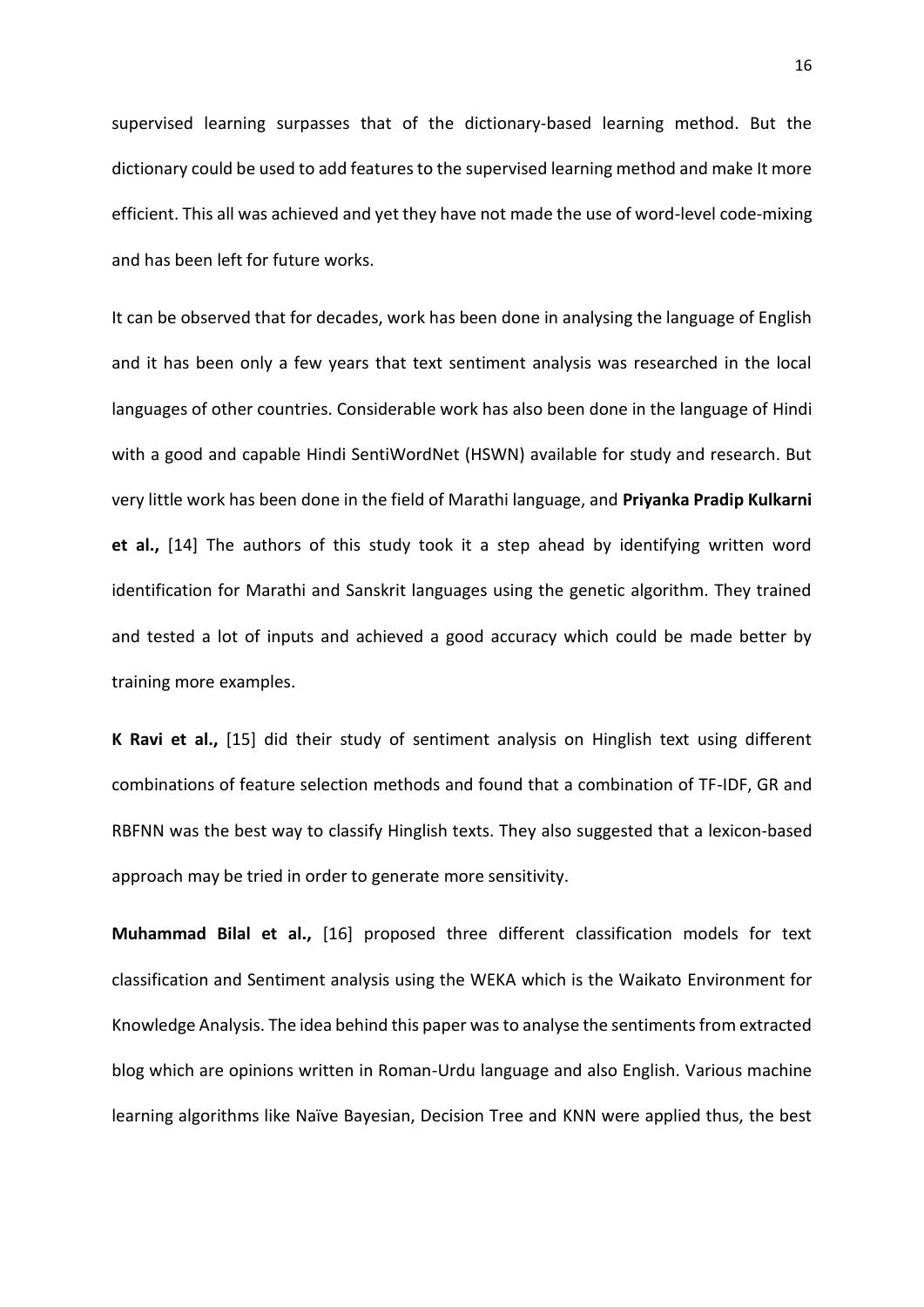supervised learning surpasses that of the dictionary-based learning method. But the dictionary could be used to add features to the supervised learning method and make It more efficient. This all was achieved and yet they have not made the use of word-level code-mixing and has been left for future works.

It can be observed that for decades, work has been done in analysing the language of English and it has been only a few years that text sentiment analysis was researched in the local languages of other countries. Considerable work has also been done in the language of Hindi with a good and capable Hindi SentiWordNet (HSWN) available for study and research. But very little work has been done in the field of Marathi language, and **Priyanka Pradip Kulkarni et al.,** [14] The authors of this study took it a step ahead by identifying written word identification for Marathi and Sanskrit languages using the genetic algorithm. They trained and tested a lot of inputs and achieved a good accuracy which could be made better by training more examples.

**K Ravi et al.,** [15] did their study of sentiment analysis on Hinglish text using different combinations of feature selection methods and found that a combination of TF-IDF, GR and RBFNN was the best way to classify Hinglish texts. They also suggested that a lexicon-based approach may be tried in order to generate more sensitivity.

**Muhammad Bilal et al.,** [16] proposed three different classification models for text classification and Sentiment analysis using the WEKA which is the Waikato Environment for Knowledge Analysis. The idea behind this paper was to analyse the sentiments from extracted blog which are opinions written in Roman-Urdu language and also English. Various machine learning algorithms like Naïve Bayesian, Decision Tree and KNN were applied thus, the best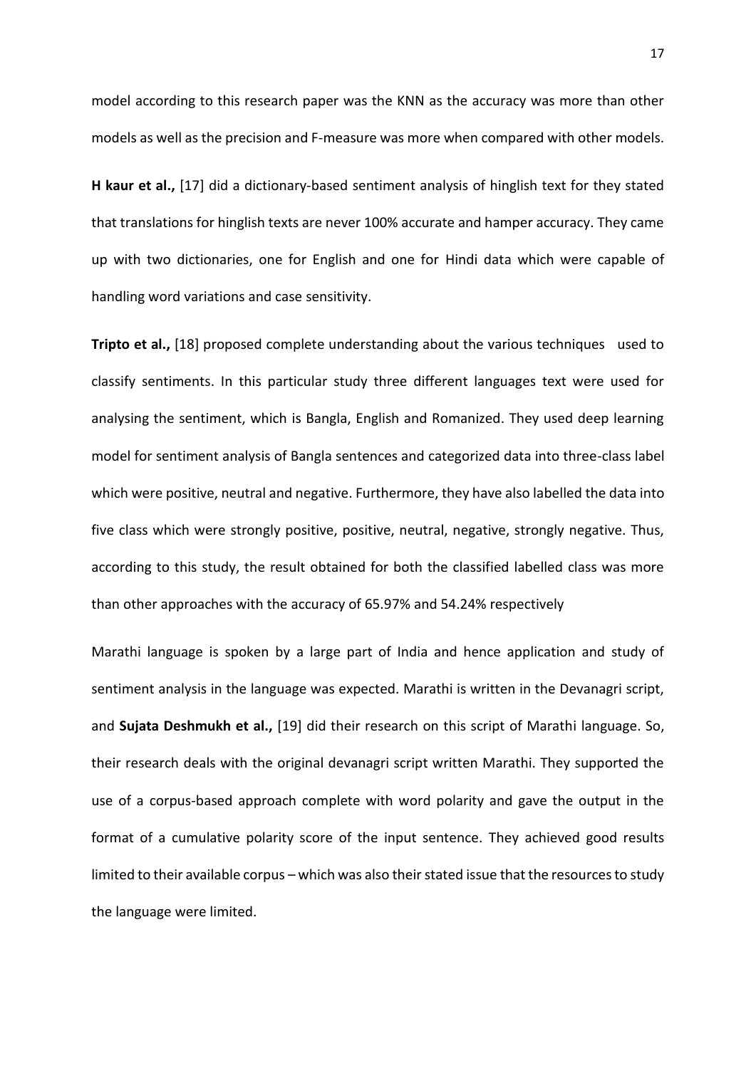model according to this research paper was the KNN as the accuracy was more than other models as well as the precision and F-measure was more when compared with other models.

**H kaur et al.,** [17] did a dictionary-based sentiment analysis of hinglish text for they stated that translations for hinglish texts are never 100% accurate and hamper accuracy. They came up with two dictionaries, one for English and one for Hindi data which were capable of handling word variations and case sensitivity.

**Tripto et al.,** [18] proposed complete understanding about the various techniques used to classify sentiments. In this particular study three different languages text were used for analysing the sentiment, which is Bangla, English and Romanized. They used deep learning model for sentiment analysis of Bangla sentences and categorized data into three-class label which were positive, neutral and negative. Furthermore, they have also labelled the data into five class which were strongly positive, positive, neutral, negative, strongly negative. Thus, according to this study, the result obtained for both the classified labelled class was more than other approaches with the accuracy of 65.97% and 54.24% respectively

Marathi language is spoken by a large part of India and hence application and study of sentiment analysis in the language was expected. Marathi is written in the Devanagri script, and **Sujata Deshmukh et al.,** [19] did their research on this script of Marathi language. So, their research deals with the original devanagri script written Marathi. They supported the use of a corpus-based approach complete with word polarity and gave the output in the format of a cumulative polarity score of the input sentence. They achieved good results limited to their available corpus – which was also their stated issue that the resources to study the language were limited.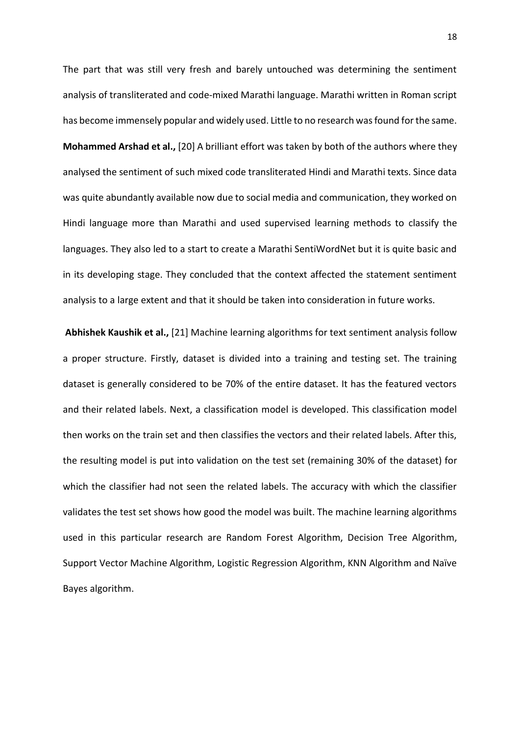The part that was still very fresh and barely untouched was determining the sentiment analysis of transliterated and code-mixed Marathi language. Marathi written in Roman script has become immensely popular and widely used. Little to no research was found for the same. **Mohammed Arshad et al.,** [20] A brilliant effort was taken by both of the authors where they analysed the sentiment of such mixed code transliterated Hindi and Marathi texts. Since data was quite abundantly available now due to social media and communication, they worked on Hindi language more than Marathi and used supervised learning methods to classify the languages. They also led to a start to create a Marathi SentiWordNet but it is quite basic and in its developing stage. They concluded that the context affected the statement sentiment analysis to a large extent and that it should be taken into consideration in future works.

**Abhishek Kaushik et al.,** [21] Machine learning algorithms for text sentiment analysis follow a proper structure. Firstly, dataset is divided into a training and testing set. The training dataset is generally considered to be 70% of the entire dataset. It has the featured vectors and their related labels. Next, a classification model is developed. This classification model then works on the train set and then classifies the vectors and their related labels. After this, the resulting model is put into validation on the test set (remaining 30% of the dataset) for which the classifier had not seen the related labels. The accuracy with which the classifier validates the test set shows how good the model was built. The machine learning algorithms used in this particular research are Random Forest Algorithm, Decision Tree Algorithm, Support Vector Machine Algorithm, Logistic Regression Algorithm, KNN Algorithm and Naïve Bayes algorithm.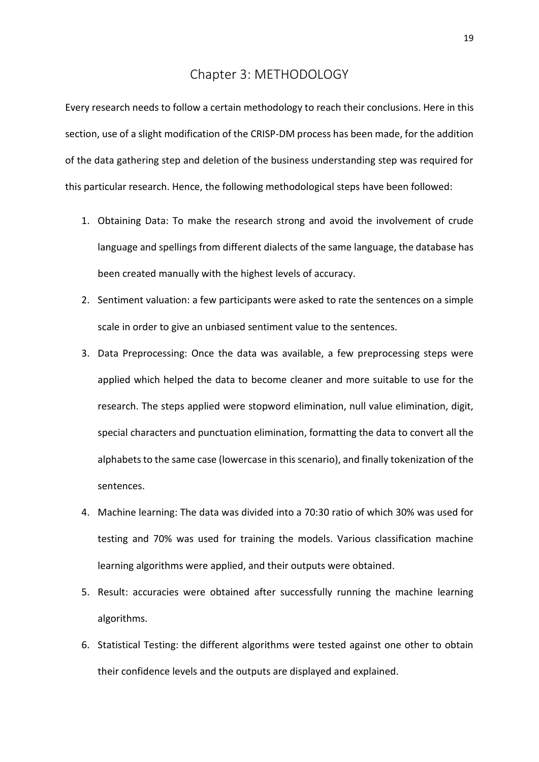# Chapter 3: METHODOLOGY

Every research needs to follow a certain methodology to reach their conclusions. Here in this section, use of a slight modification of the CRISP-DM process has been made, for the addition of the data gathering step and deletion of the business understanding step was required for this particular research. Hence, the following methodological steps have been followed:

1. Obtaining Data: To make the research strong and avoid the involvement of crude language and spellings from different dialects of the same language, the database has been created manually with the highest levels of accuracy.
2. Sentiment valuation: a few participants were asked to rate the sentences on a simple scale in order to give an unbiased sentiment value to the sentences.
3. Data Preprocessing: Once the data was available, a few preprocessing steps were applied which helped the data to become cleaner and more suitable to use for the research. The steps applied were stopword elimination, null value elimination, digit, special characters and punctuation elimination, formatting the data to convert all the alphabets to the same case (lowercase in this scenario), and finally tokenization of the sentences.
4. Machine learning: The data was divided into a 70:30 ratio of which 30% was used for testing and 70% was used for training the models. Various classification machine learning algorithms were applied, and their outputs were obtained.
5. Result: accuracies were obtained after successfully running the machine learning algorithms.
6. Statistical Testing: the different algorithms were tested against one other to obtain their confidence levels and the outputs are displayed and explained.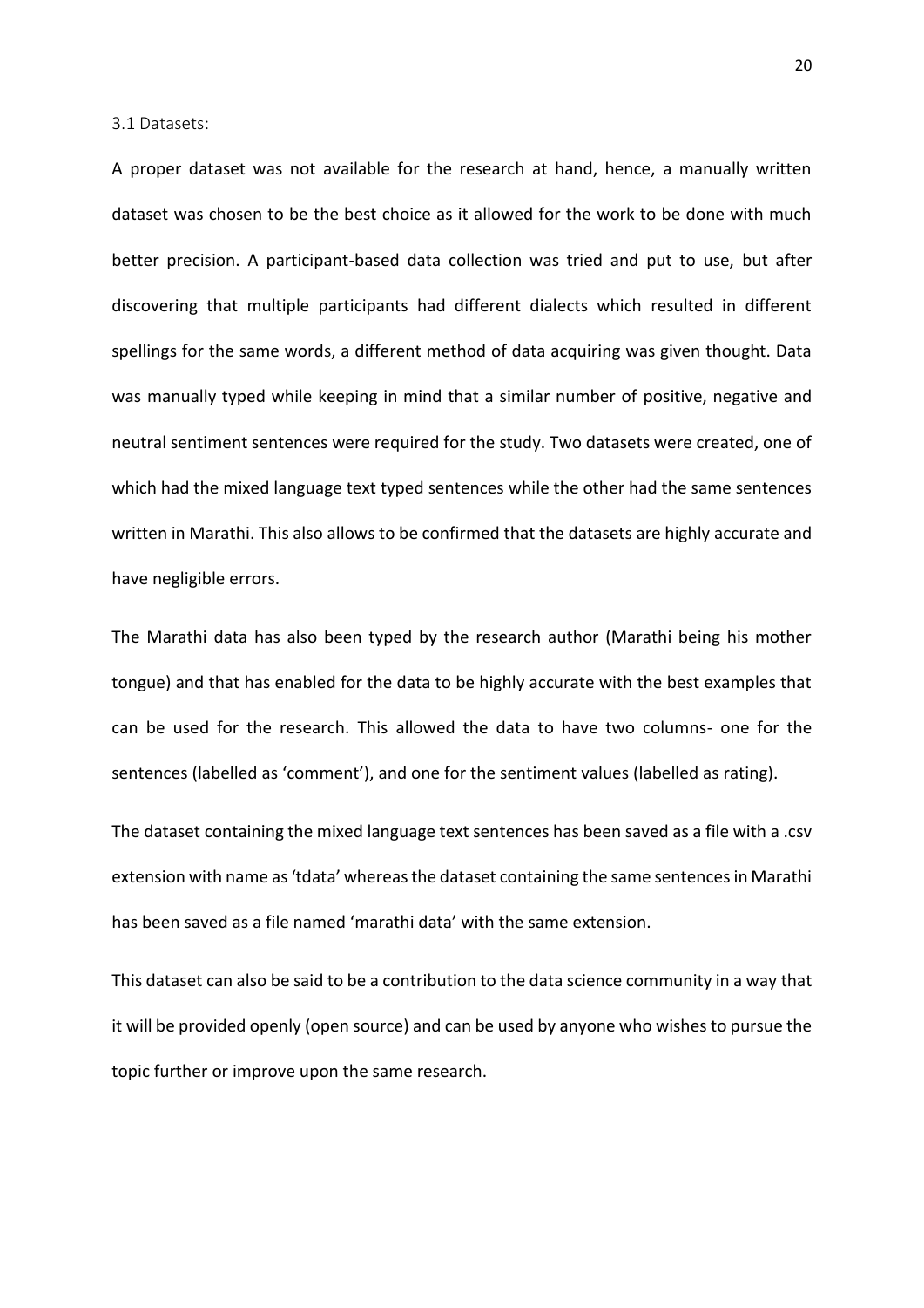### 3.1 Datasets:

A proper dataset was not available for the research at hand, hence, a manually written dataset was chosen to be the best choice as it allowed for the work to be done with much better precision. A participant-based data collection was tried and put to use, but after discovering that multiple participants had different dialects which resulted in different spellings for the same words, a different method of data acquiring was given thought. Data was manually typed while keeping in mind that a similar number of positive, negative and neutral sentiment sentences were required for the study. Two datasets were created, one of which had the mixed language text typed sentences while the other had the same sentences written in Marathi. This also allows to be confirmed that the datasets are highly accurate and have negligible errors.

The Marathi data has also been typed by the research author (Marathi being his mother tongue) and that has enabled for the data to be highly accurate with the best examples that can be used for the research. This allowed the data to have two columns- one for the sentences (labelled as 'comment'), and one for the sentiment values (labelled as rating).

The dataset containing the mixed language text sentences has been saved as a file with a .csv extension with name as 'tdata' whereas the dataset containing the same sentences in Marathi has been saved as a file named 'marathi data' with the same extension.

This dataset can also be said to be a contribution to the data science community in a way that it will be provided openly (open source) and can be used by anyone who wishes to pursue the topic further or improve upon the same research.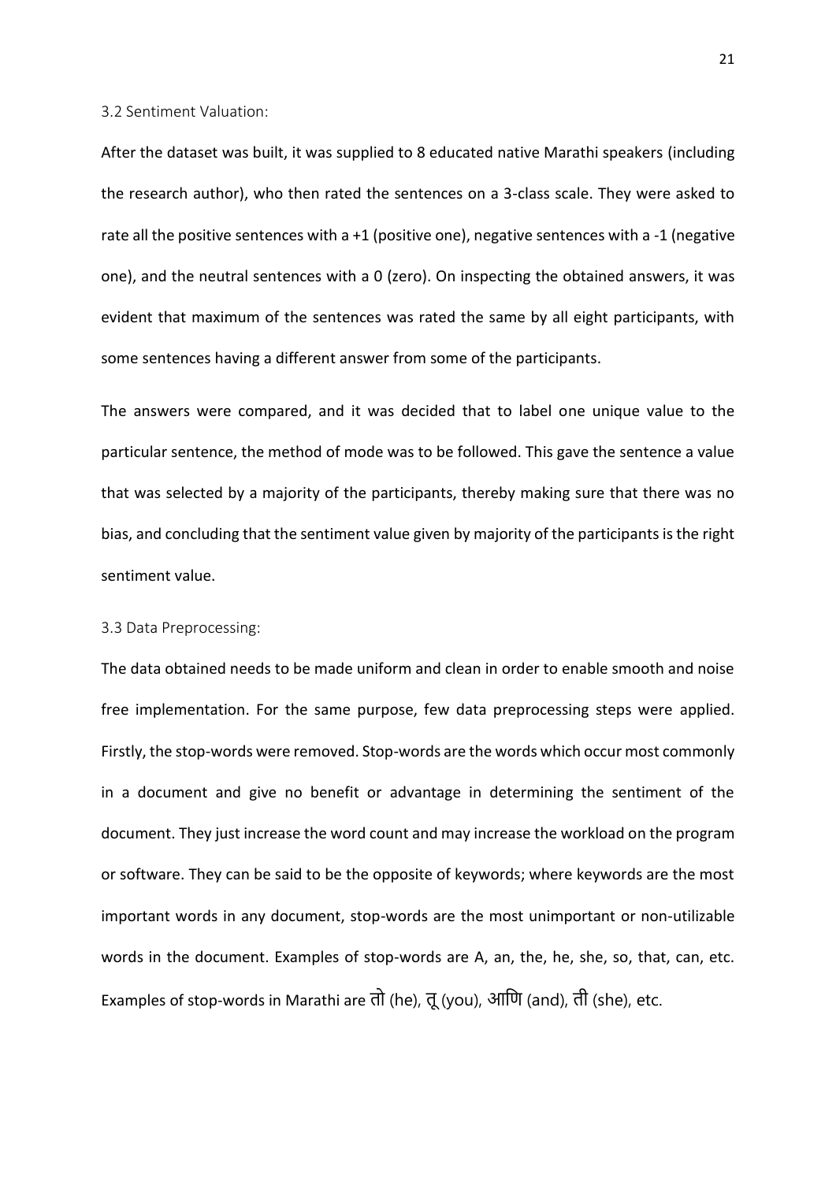### 3.2 Sentiment Valuation:

After the dataset was built, it was supplied to 8 educated native Marathi speakers (including the research author), who then rated the sentences on a 3-class scale. They were asked to rate all the positive sentences with a +1 (positive one), negative sentences with a -1 (negative one), and the neutral sentences with a 0 (zero). On inspecting the obtained answers, it was evident that maximum of the sentences was rated the same by all eight participants, with some sentences having a different answer from some of the participants.

The answers were compared, and it was decided that to label one unique value to the particular sentence, the method of mode was to be followed. This gave the sentence a value that was selected by a majority of the participants, thereby making sure that there was no bias, and concluding that the sentiment value given by majority of the participants is the right sentiment value.

### 3.3 Data Preprocessing:

The data obtained needs to be made uniform and clean in order to enable smooth and noise free implementation. For the same purpose, few data preprocessing steps were applied. Firstly, the stop-words were removed. Stop-words are the words which occur most commonly in a document and give no benefit or advantage in determining the sentiment of the document. They just increase the word count and may increase the workload on the program or software. They can be said to be the opposite of keywords; where keywords are the most important words in any document, stop-words are the most unimportant or non-utilizable words in the document. Examples of stop-words are A, an, the, he, she, so, that, can, etc. Examples of stop-words in Marathi are तो (he), तू (you), आणि (and), ती (she), etc.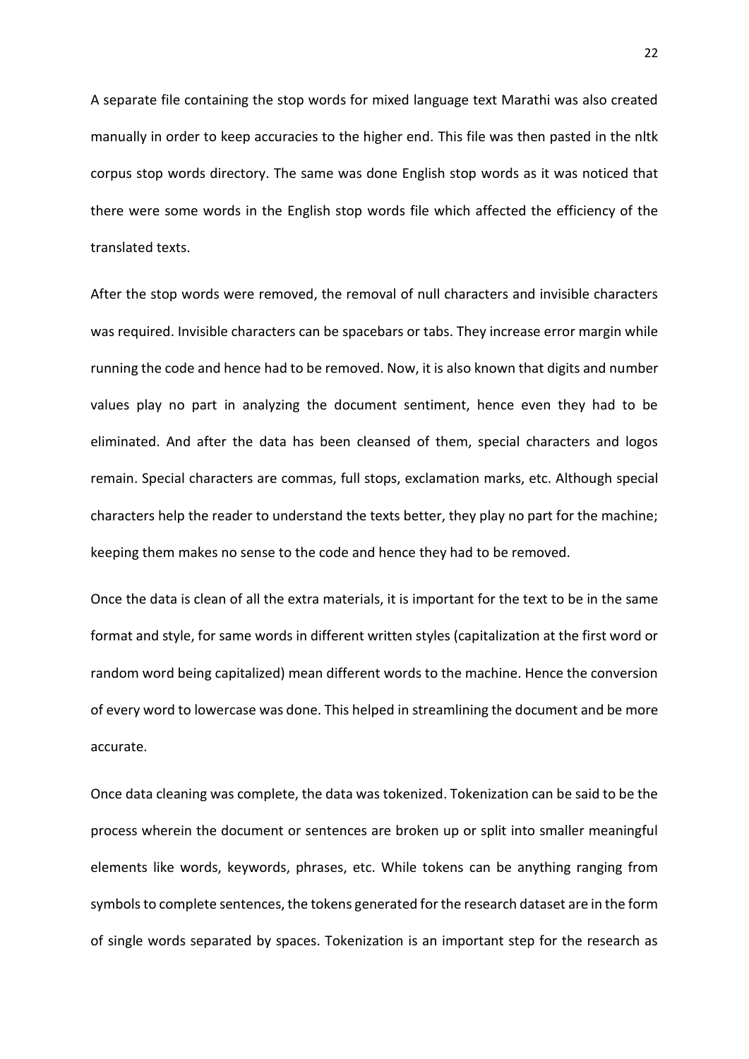A separate file containing the stop words for mixed language text Marathi was also created manually in order to keep accuracies to the higher end. This file was then pasted in the nltk corpus stop words directory. The same was done English stop words as it was noticed that there were some words in the English stop words file which affected the efficiency of the translated texts.

After the stop words were removed, the removal of null characters and invisible characters was required. Invisible characters can be spacebars or tabs. They increase error margin while running the code and hence had to be removed. Now, it is also known that digits and number values play no part in analyzing the document sentiment, hence even they had to be eliminated. And after the data has been cleansed of them, special characters and logos remain. Special characters are commas, full stops, exclamation marks, etc. Although special characters help the reader to understand the texts better, they play no part for the machine; keeping them makes no sense to the code and hence they had to be removed.

Once the data is clean of all the extra materials, it is important for the text to be in the same format and style, for same words in different written styles (capitalization at the first word or random word being capitalized) mean different words to the machine. Hence the conversion of every word to lowercase was done. This helped in streamlining the document and be more accurate.

Once data cleaning was complete, the data was tokenized. Tokenization can be said to be the process wherein the document or sentences are broken up or split into smaller meaningful elements like words, keywords, phrases, etc. While tokens can be anything ranging from symbols to complete sentences, the tokens generated for the research dataset are in the form of single words separated by spaces. Tokenization is an important step for the research as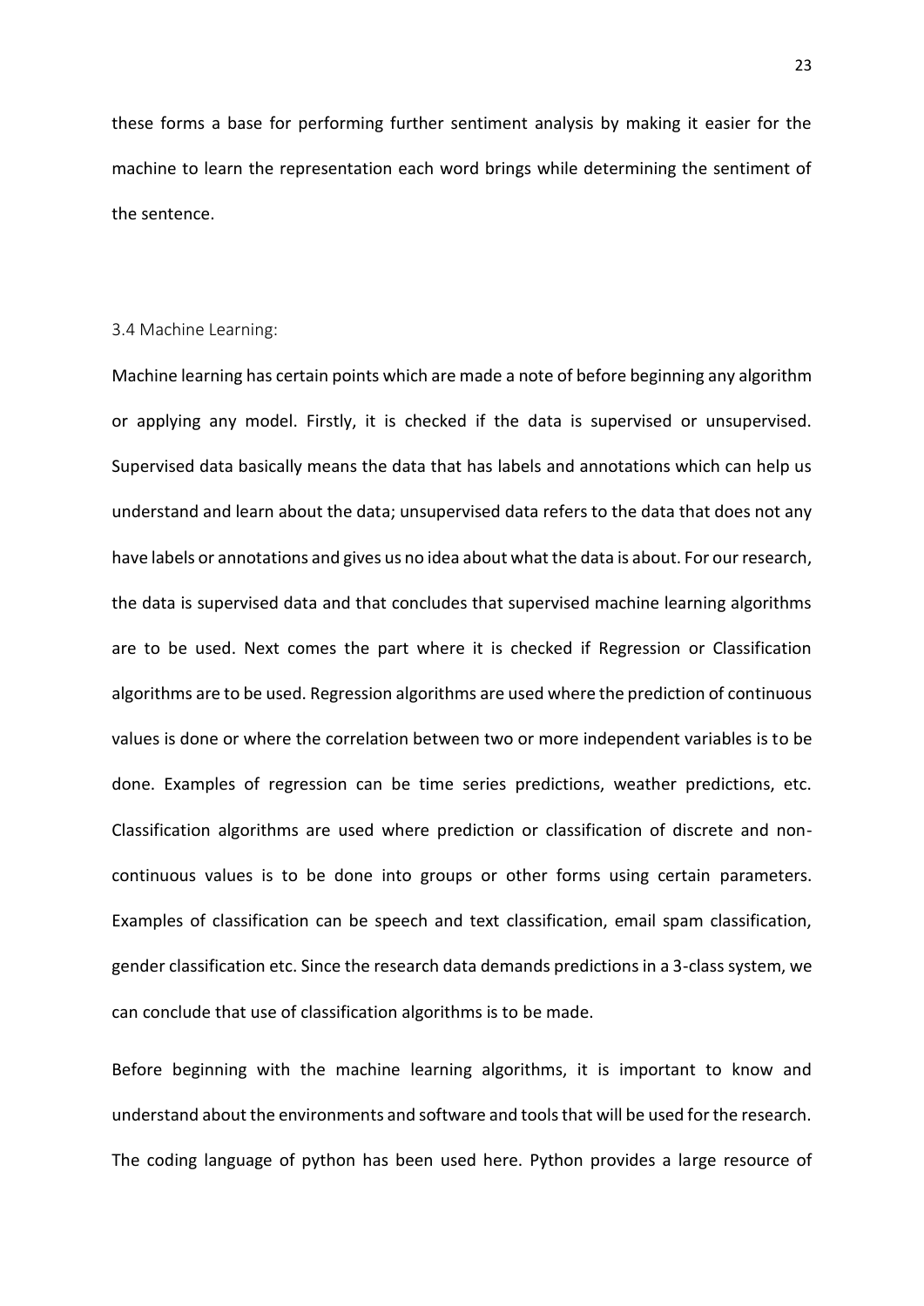these forms a base for performing further sentiment analysis by making it easier for the machine to learn the representation each word brings while determining the sentiment of the sentence.

### 3.4 Machine Learning:

Machine learning has certain points which are made a note of before beginning any algorithm or applying any model. Firstly, it is checked if the data is supervised or unsupervised. Supervised data basically means the data that has labels and annotations which can help us understand and learn about the data; unsupervised data refers to the data that does not any have labels or annotations and gives us no idea about what the data is about. For our research, the data is supervised data and that concludes that supervised machine learning algorithms are to be used. Next comes the part where it is checked if Regression or Classification algorithms are to be used. Regression algorithms are used where the prediction of continuous values is done or where the correlation between two or more independent variables is to be done. Examples of regression can be time series predictions, weather predictions, etc. Classification algorithms are used where prediction or classification of discrete and non-continuous values is to be done into groups or other forms using certain parameters. Examples of classification can be speech and text classification, email spam classification, gender classification etc. Since the research data demands predictions in a 3-class system, we can conclude that use of classification algorithms is to be made.

Before beginning with the machine learning algorithms, it is important to know and understand about the environments and software and tools that will be used for the research. The coding language of python has been used here. Python provides a large resource of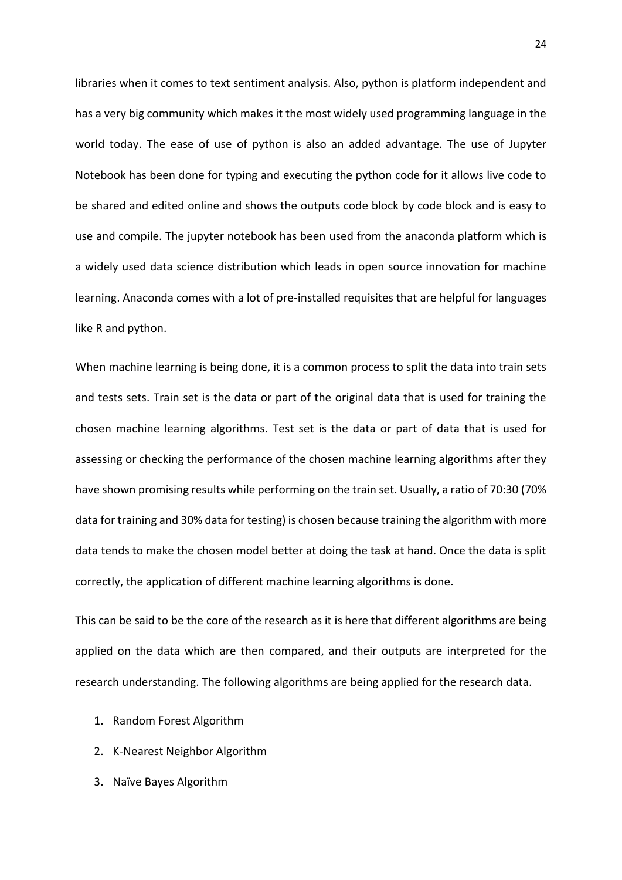libraries when it comes to text sentiment analysis. Also, python is platform independent and has a very big community which makes it the most widely used programming language in the world today. The ease of use of python is also an added advantage. The use of Jupyter Notebook has been done for typing and executing the python code for it allows live code to be shared and edited online and shows the outputs code block by code block and is easy to use and compile. The jupyter notebook has been used from the anaconda platform which is a widely used data science distribution which leads in open source innovation for machine learning. Anaconda comes with a lot of pre-installed requisites that are helpful for languages like R and python.

When machine learning is being done, it is a common process to split the data into train sets and tests sets. Train set is the data or part of the original data that is used for training the chosen machine learning algorithms. Test set is the data or part of data that is used for assessing or checking the performance of the chosen machine learning algorithms after they have shown promising results while performing on the train set. Usually, a ratio of 70:30 (70% data for training and 30% data for testing) is chosen because training the algorithm with more data tends to make the chosen model better at doing the task at hand. Once the data is split correctly, the application of different machine learning algorithms is done.

This can be said to be the core of the research as it is here that different algorithms are being applied on the data which are then compared, and their outputs are interpreted for the research understanding. The following algorithms are being applied for the research data.

1. Random Forest Algorithm
2. K-Nearest Neighbor Algorithm
3. Naïve Bayes Algorithm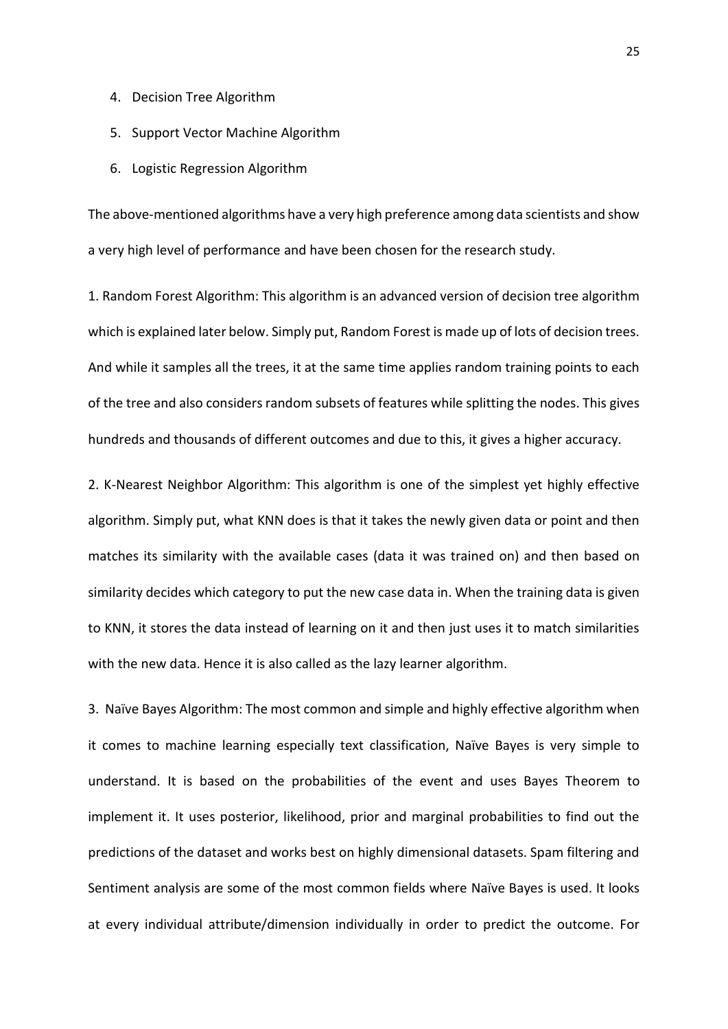4. Decision Tree Algorithm
5. Support Vector Machine Algorithm
6. Logistic Regression Algorithm

The above-mentioned algorithms have a very high preference among data scientists and show a very high level of performance and have been chosen for the research study.

1. Random Forest Algorithm: This algorithm is an advanced version of decision tree algorithm which is explained later below. Simply put, Random Forest is made up of lots of decision trees. And while it samples all the trees, it at the same time applies random training points to each of the tree and also considers random subsets of features while splitting the nodes. This gives hundreds and thousands of different outcomes and due to this, it gives a higher accuracy.

2. K-Nearest Neighbor Algorithm: This algorithm is one of the simplest yet highly effective algorithm. Simply put, what KNN does is that it takes the newly given data or point and then matches its similarity with the available cases (data it was trained on) and then based on similarity decides which category to put the new case data in. When the training data is given to KNN, it stores the data instead of learning on it and then just uses it to match similarities with the new data. Hence it is also called as the lazy learner algorithm.

3. Naïve Bayes Algorithm: The most common and simple and highly effective algorithm when it comes to machine learning especially text classification, Naïve Bayes is very simple to understand. It is based on the probabilities of the event and uses Bayes Theorem to implement it. It uses posterior, likelihood, prior and marginal probabilities to find out the predictions of the dataset and works best on highly dimensional datasets. Spam filtering and Sentiment analysis are some of the most common fields where Naïve Bayes is used. It looks at every individual attribute/dimension individually in order to predict the outcome. For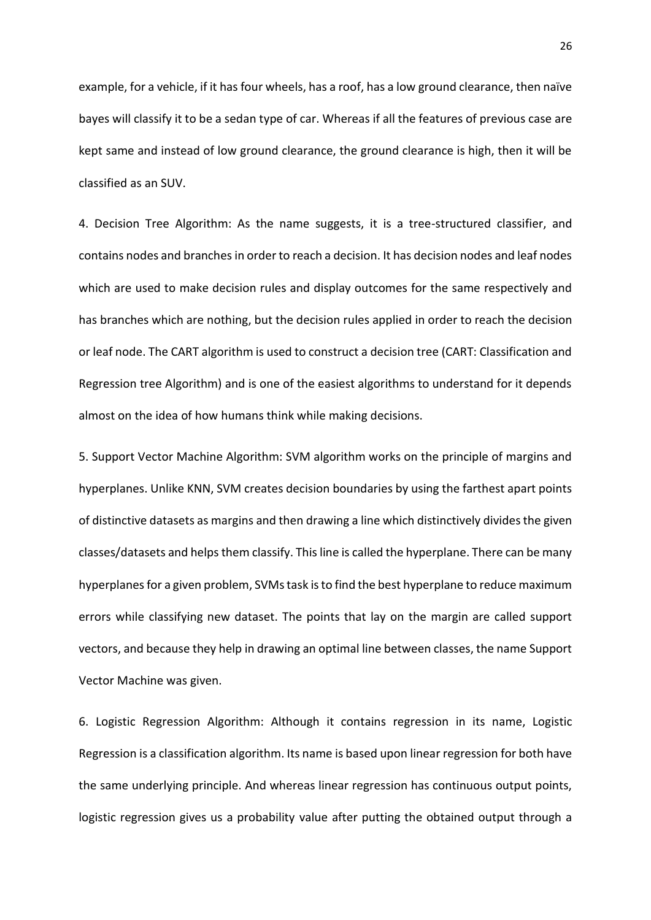example, for a vehicle, if it has four wheels, has a roof, has a low ground clearance, then naïve bayes will classify it to be a sedan type of car. Whereas if all the features of previous case are kept same and instead of low ground clearance, the ground clearance is high, then it will be classified as an SUV.

4. Decision Tree Algorithm: As the name suggests, it is a tree-structured classifier, and contains nodes and branches in order to reach a decision. It has decision nodes and leaf nodes which are used to make decision rules and display outcomes for the same respectively and has branches which are nothing, but the decision rules applied in order to reach the decision or leaf node. The CART algorithm is used to construct a decision tree (CART: Classification and Regression tree Algorithm) and is one of the easiest algorithms to understand for it depends almost on the idea of how humans think while making decisions.

5. Support Vector Machine Algorithm: SVM algorithm works on the principle of margins and hyperplanes. Unlike KNN, SVM creates decision boundaries by using the farthest apart points of distinctive datasets as margins and then drawing a line which distinctively divides the given classes/datasets and helps them classify. This line is called the hyperplane. There can be many hyperplanes for a given problem, SVMs task is to find the best hyperplane to reduce maximum errors while classifying new dataset. The points that lay on the margin are called support vectors, and because they help in drawing an optimal line between classes, the name Support Vector Machine was given.

6. Logistic Regression Algorithm: Although it contains regression in its name, Logistic Regression is a classification algorithm. Its name is based upon linear regression for both have the same underlying principle. And whereas linear regression has continuous output points, logistic regression gives us a probability value after putting the obtained output through a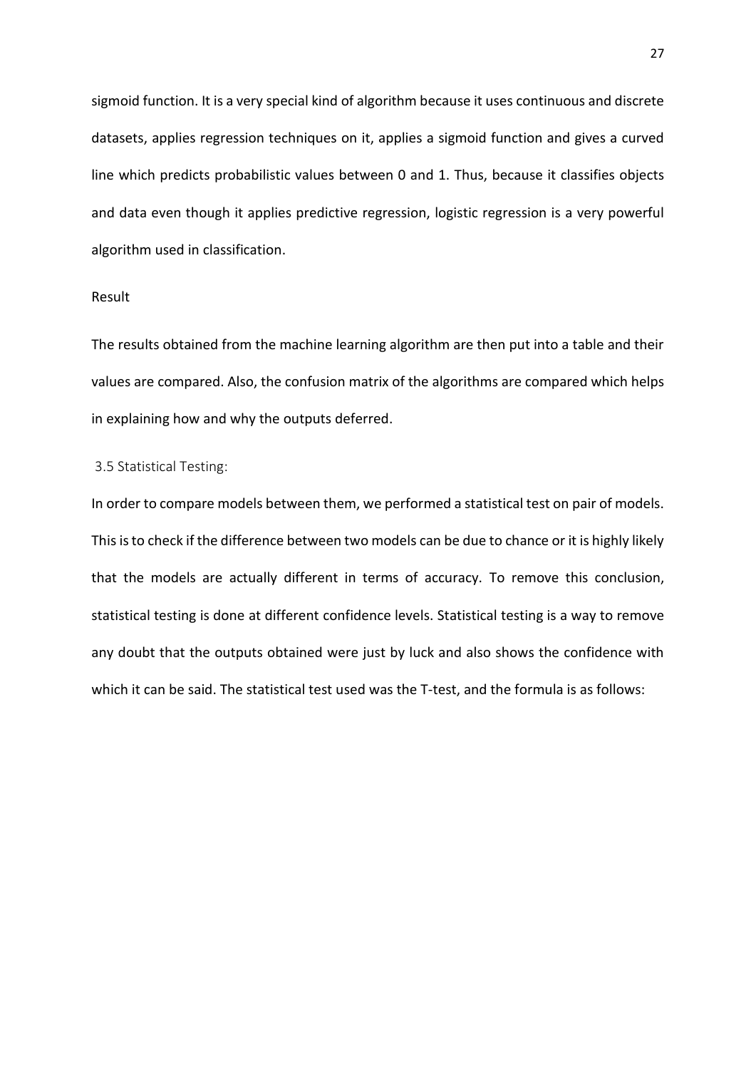sigmoid function. It is a very special kind of algorithm because it uses continuous and discrete datasets, applies regression techniques on it, applies a sigmoid function and gives a curved line which predicts probabilistic values between 0 and 1. Thus, because it classifies objects and data even though it applies predictive regression, logistic regression is a very powerful algorithm used in classification.

Result

The results obtained from the machine learning algorithm are then put into a table and their values are compared. Also, the confusion matrix of the algorithms are compared which helps in explaining how and why the outputs deferred.

### 3.5 Statistical Testing:

In order to compare models between them, we performed a statistical test on pair of models. This is to check if the difference between two models can be due to chance or it is highly likely that the models are actually different in terms of accuracy. To remove this conclusion, statistical testing is done at different confidence levels. Statistical testing is a way to remove any doubt that the outputs obtained were just by luck and also shows the confidence with which it can be said. The statistical test used was the T-test, and the formula is as follows: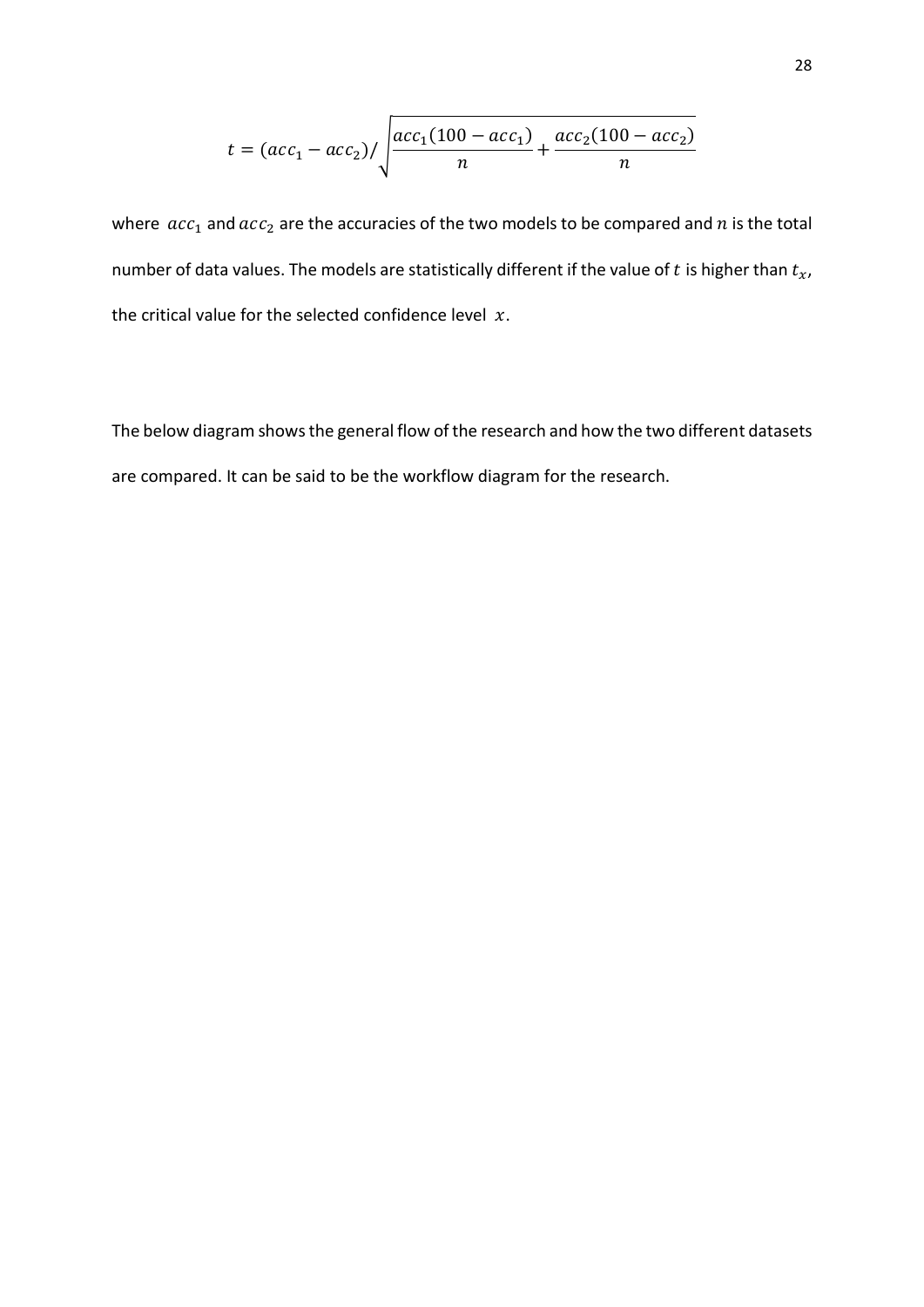$$t = (acc_1 - acc_2) / \sqrt{\frac{acc_1(100 - acc_1)}{n} + \frac{acc_2(100 - acc_2)}{n}}$$

where $acc_1$ and $acc_2$ are the accuracies of the two models to be compared and $n$ is the total number of data values. The models are statistically different if the value of $t$ is higher than $t_x$, the critical value for the selected confidence level $x$.

The below diagram shows the general flow of the research and how the two different datasets are compared. It can be said to be the workflow diagram for the research.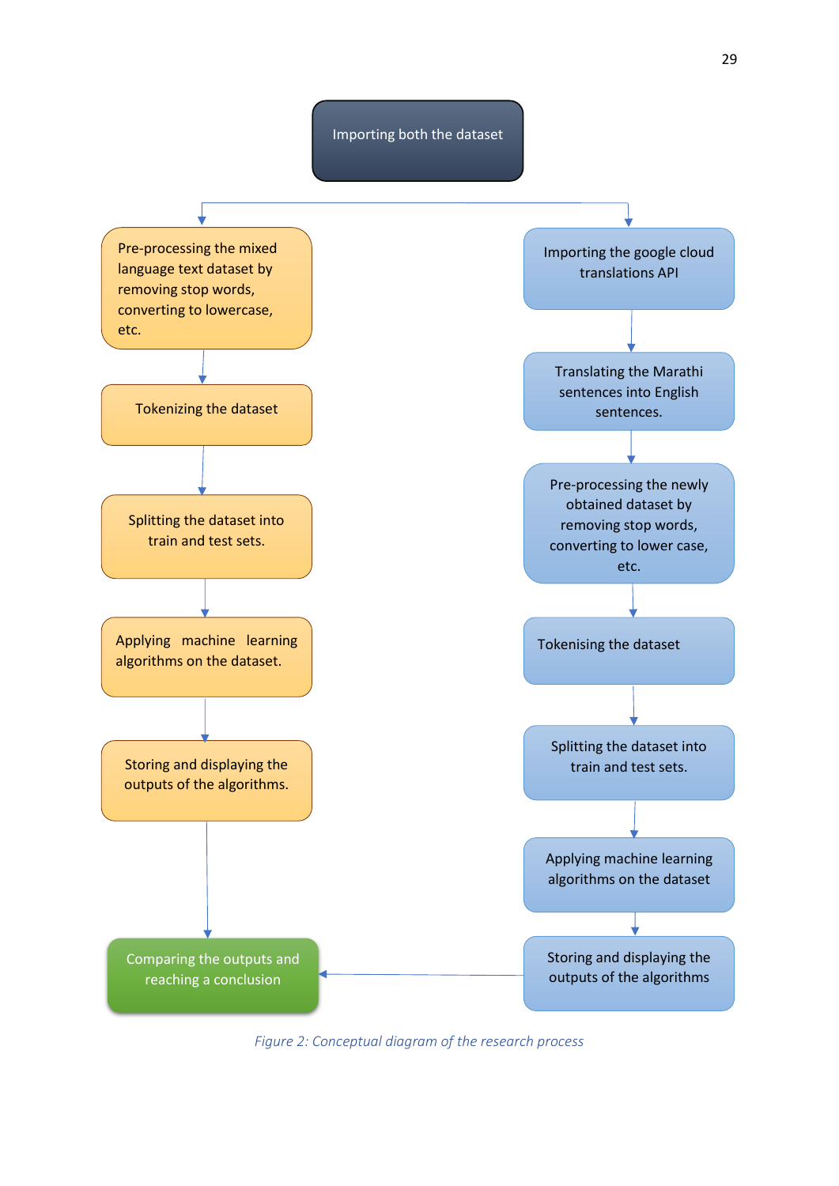Importing both the dataset

Pre-processing the mixed language text dataset by removing stop words, converting to lowercase, etc.

Tokenizing the dataset

Splitting the dataset into train and test sets.

Applying machine learning algorithms on the dataset.

Storing and displaying the outputs of the algorithms.

Importing the google cloud translations API

Translating the Marathi sentences into English sentences.

Pre-processing the newly obtained dataset by removing stop words, converting to lower case, etc.

Tokenising the dataset

Splitting the dataset into train and test sets.

Applying machine learning algorithms on the dataset

Storing and displaying the outputs of the algorithms

Comparing the outputs and reaching a conclusion

*Figure 2: Conceptual diagram of the research process*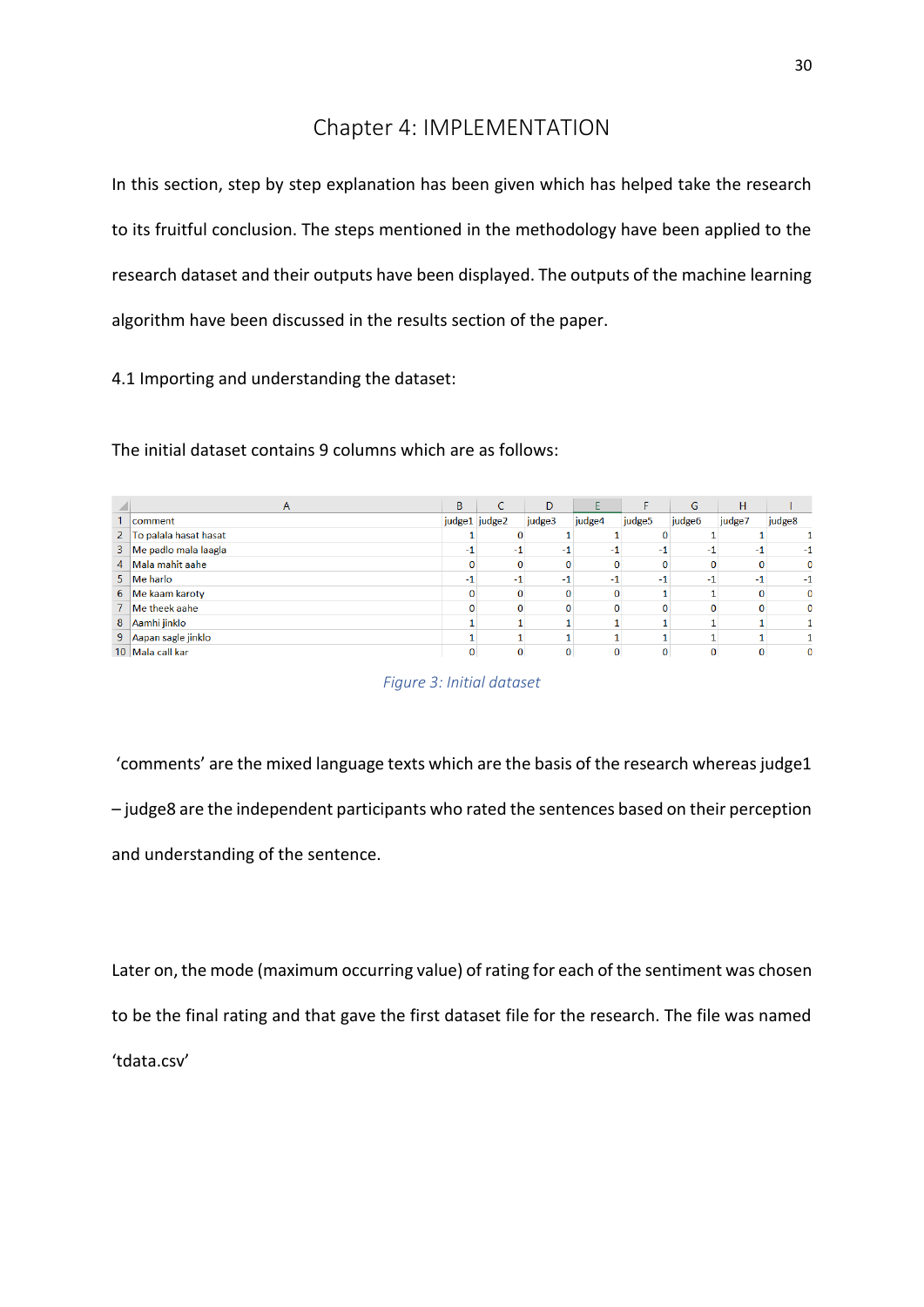# Chapter 4: IMPLEMENTATION

In this section, step by step explanation has been given which has helped take the research to its fruitful conclusion. The steps mentioned in the methodology have been applied to the research dataset and their outputs have been displayed. The outputs of the machine learning algorithm have been discussed in the results section of the paper.

## 4.1 Importing and understanding the dataset:

The initial dataset contains 9 columns which are as follows:

| | A | B | C | D | E | F | G | H | I |
|---|---|---|---|---|---|---|---|---|---|
| 1 | comment | judge1 | judge2 | judge3 | judge4 | judge5 | judge6 | judge7 | judge8 |
| 2 | To palala hasat hasat | 1 | 0 | 1 | 1 | 0 | 1 | 1 | 1 |
| 3 | Me padlo mala laagla | -1 | -1 | -1 | -1 | -1 | -1 | -1 | -1 |
| 4 | Mala mahit aahe | 0 | 0 | 0 | 0 | 0 | 0 | 0 | 0 |
| 5 | Me harlo | -1 | -1 | -1 | -1 | -1 | -1 | -1 | -1 |
| 6 | Me kaam karoty | 0 | 0 | 0 | 0 | 1 | 1 | 0 | 0 |
| 7 | Me theek aahe | 0 | 0 | 0 | 0 | 0 | 0 | 0 | 0 |
| 8 | Aamhi jinklo | 1 | 1 | 1 | 1 | 1 | 1 | 1 | 1 |
| 9 | Aapan sagle jinklo | 1 | 1 | 1 | 1 | 1 | 1 | 1 | 1 |
| 10 | Mala call kar | 0 | 0 | 0 | 0 | 0 | 0 | 0 | 0 |

*Figure 3: Initial dataset*

'comments' are the mixed language texts which are the basis of the research whereas judge1 – judge8 are the independent participants who rated the sentences based on their perception and understanding of the sentence.

Later on, the mode (maximum occurring value) of rating for each of the sentiment was chosen to be the final rating and that gave the first dataset file for the research. The file was named 'tdata.csv'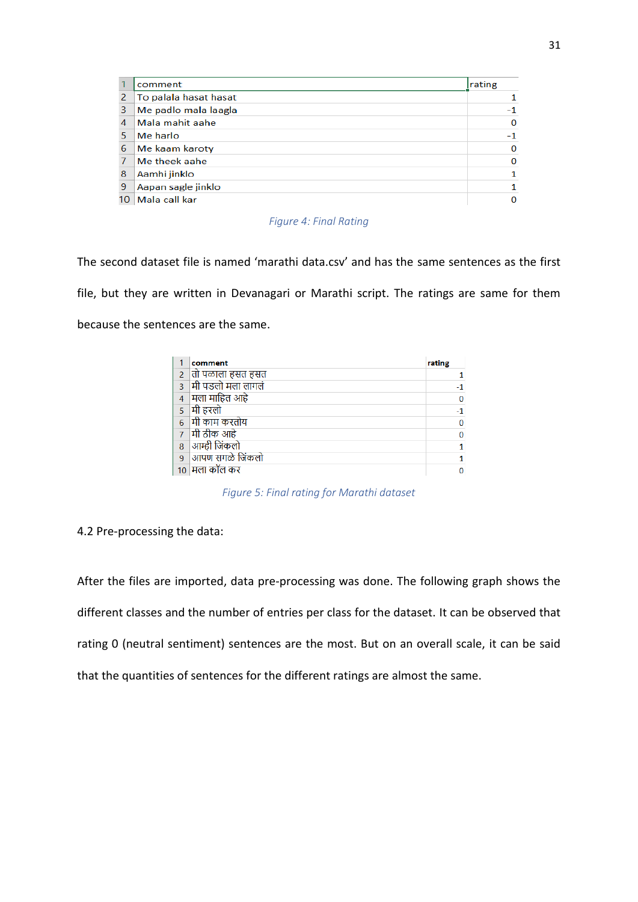| | comment | rating |
|---|---|---|
| 1 | comment | rating |
| 2 | To palala hasat hasat | 1 |
| 3 | Me padlo mala laagla | -1 |
| 4 | Mala mahit aahe | 0 |
| 5 | Me harlo | -1 |
| 6 | Me kaam karoty | 0 |
| 7 | Me theek aahe | 0 |
| 8 | Aamhi jinklo | 1 |
| 9 | Aapan sagle jinklo | 1 |
| 10 | Mala call kar | 0 |

*Figure 4: Final Rating*

The second dataset file is named 'marathi data.csv' and has the same sentences as the first file, but they are written in Devanagari or Marathi script. The ratings are same for them because the sentences are the same.

| | comment | rating |
|---|---|---|
| 1 | comment | rating |
| 2 | तो पळाला हसत हसत | 1 |
| 3 | मी पडलो मला लागलं | -1 |
| 4 | मला माहित आहे | 0 |
| 5 | मी हरलो | -1 |
| 6 | मी काम करतोय | 0 |
| 7 | मी ठीक आहे | 0 |
| 8 | आम्ही जिंकलो | 1 |
| 9 | आपण सगळे जिंकलो | 1 |
| 10 | मला कॉल कर | 0 |

*Figure 5: Final rating for Marathi dataset*

## 4.2 Pre-processing the data:

After the files are imported, data pre-processing was done. The following graph shows the different classes and the number of entries per class for the dataset. It can be observed that rating 0 (neutral sentiment) sentences are the most. But on an overall scale, it can be said that the quantities of sentences for the different ratings are almost the same.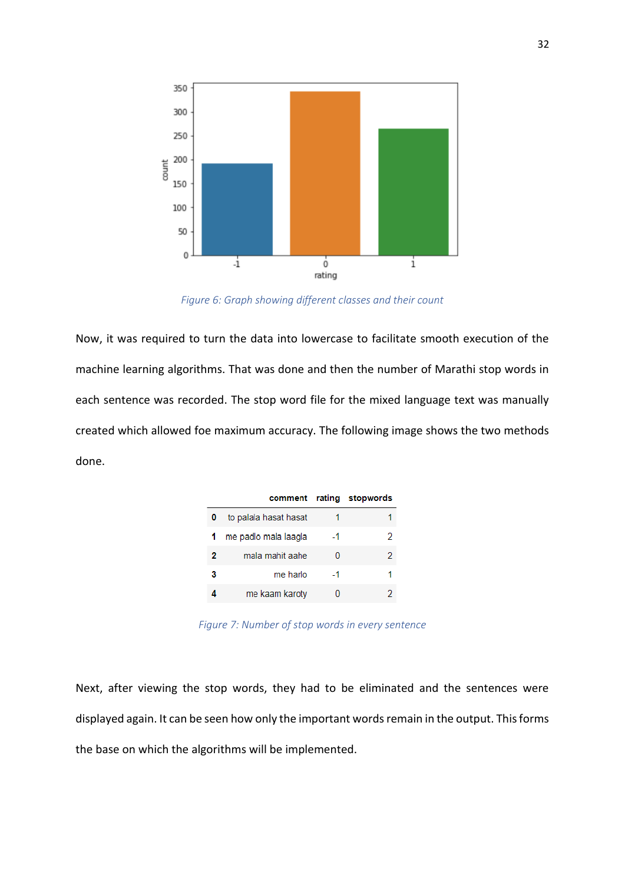Figure 6: Graph showing different classes and their count

Now, it was required to turn the data into lowercase to facilitate smooth execution of the machine learning algorithms. That was done and then the number of Marathi stop words in each sentence was recorded. The stop word file for the mixed language text was manually created which allowed foe maximum accuracy. The following image shows the two methods done.

| | comment | rating | stopwords |
|---|---|---|---|
| 0 | to palala hasat hasat | 1 | 1 |
| 1 | me padlo mala laagla | -1 | 2 |
| 2 | mala mahit aahe | 0 | 2 |
| 3 | me harlo | -1 | 1 |
| 4 | me kaam karoty | 0 | 2 |

Figure 7: Number of stop words in every sentence

Next, after viewing the stop words, they had to be eliminated and the sentences were displayed again. It can be seen how only the important words remain in the output. This forms the base on which the algorithms will be implemented.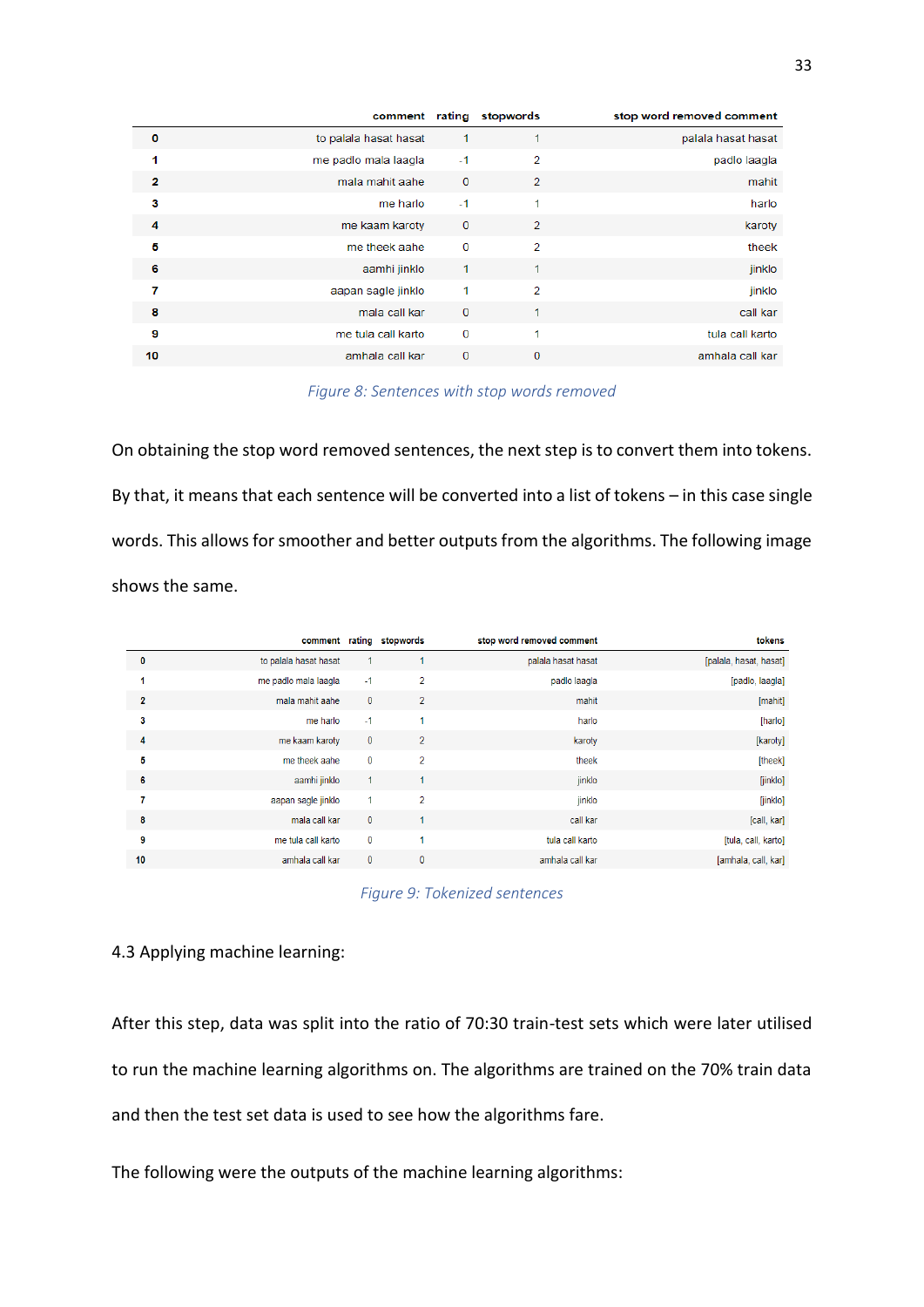| | comment | rating | stopwords | stop word removed comment |
|---|---|---|---|---|
| 0 | to palala hasat hasat | 1 | 1 | palala hasat hasat |
| 1 | me padlo mala laagla | -1 | 2 | padlo laagla |
| 2 | mala mahit aahe | 0 | 2 | mahit |
| 3 | me harlo | -1 | 1 | harlo |
| 4 | me kaam karoty | 0 | 2 | karoty |
| 5 | me theek aahe | 0 | 2 | theek |
| 6 | aamhi jinklo | 1 | 1 | jinklo |
| 7 | aapan sagle jinklo | 1 | 2 | jinklo |
| 8 | mala call kar | 0 | 1 | call kar |
| 9 | me tula call karto | 0 | 1 | tula call karto |
| 10 | amhala call kar | 0 | 0 | amhala call kar |

*Figure 8: Sentences with stop words removed*

On obtaining the stop word removed sentences, the next step is to convert them into tokens. By that, it means that each sentence will be converted into a list of tokens – in this case single words. This allows for smoother and better outputs from the algorithms. The following image shows the same.

| | comment | rating | stopwords | stop word removed comment | tokens |
|---|---|---|---|---|---|
| 0 | to palala hasat hasat | 1 | 1 | palala hasat hasat | [palala, hasat, hasat] |
| 1 | me padlo mala laagla | -1 | 2 | padlo laagla | [padlo, laagla] |
| 2 | mala mahit aahe | 0 | 2 | mahit | [mahit] |
| 3 | me harlo | -1 | 1 | harlo | [harlo] |
| 4 | me kaam karoty | 0 | 2 | karoty | [karoty] |
| 5 | me theek aahe | 0 | 2 | theek | [theek] |
| 6 | aamhi jinklo | 1 | 1 | jinklo | [jinklo] |
| 7 | aapan sagle jinklo | 1 | 2 | jinklo | [jinklo] |
| 8 | mala call kar | 0 | 1 | call kar | [call, kar] |
| 9 | me tula call karto | 0 | 1 | tula call karto | [tula, call, karto] |
| 10 | amhala call kar | 0 | 0 | amhala call kar | [amhala, call, kar] |

*Figure 9: Tokenized sentences*

4.3 Applying machine learning:

After this step, data was split into the ratio of 70:30 train-test sets which were later utilised to run the machine learning algorithms on. The algorithms are trained on the 70% train data and then the test set data is used to see how the algorithms fare.

The following were the outputs of the machine learning algorithms: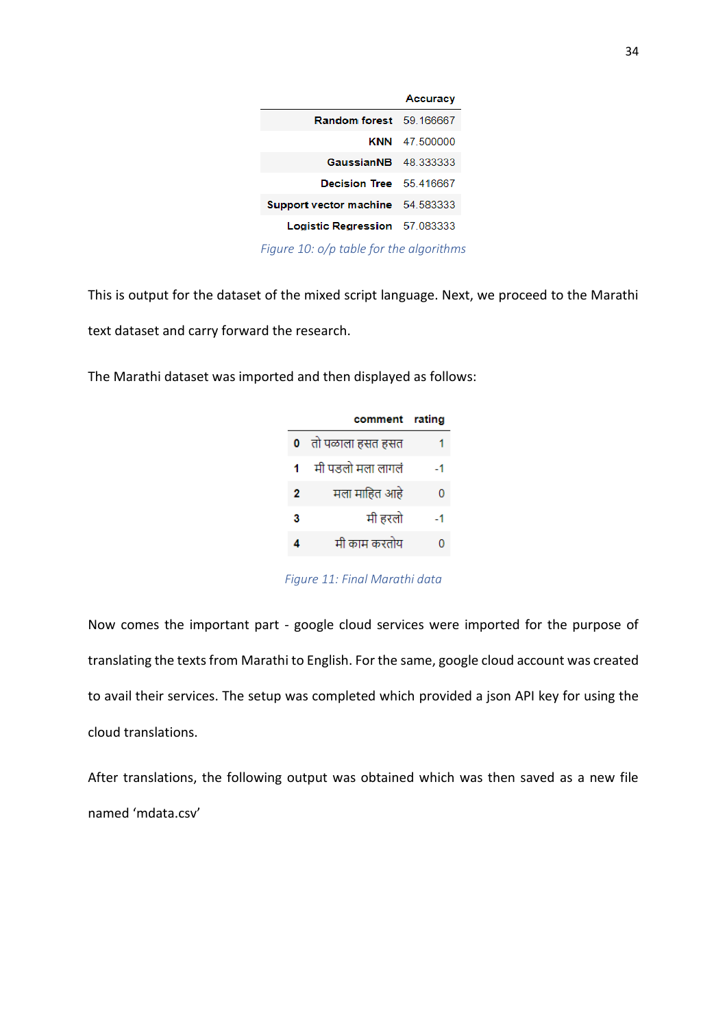| | Accuracy |
|---|---|
| **Random forest** | 59.166667 |
| **KNN** | 47.500000 |
| **GaussianNB** | 48.333333 |
| **Decision Tree** | 55.416667 |
| **Support vector machine** | 54.583333 |
| **Logistic Regression** | 57.083333 |

*Figure 10: o/p table for the algorithms*

This is output for the dataset of the mixed script language. Next, we proceed to the Marathi text dataset and carry forward the research.

The Marathi dataset was imported and then displayed as follows:

| | comment | rating |
|---|---|---|
| **0** | तो पळाला हसत हसत | 1 |
| **1** | मी पडलो मला लागलं | -1 |
| **2** | मला माहित आहे | 0 |
| **3** | मी हरलो | -1 |
| **4** | मी काम करतोय | 0 |

*Figure 11: Final Marathi data*

Now comes the important part - google cloud services were imported for the purpose of translating the texts from Marathi to English. For the same, google cloud account was created to avail their services. The setup was completed which provided a json API key for using the cloud translations.

After translations, the following output was obtained which was then saved as a new file named 'mdata.csv'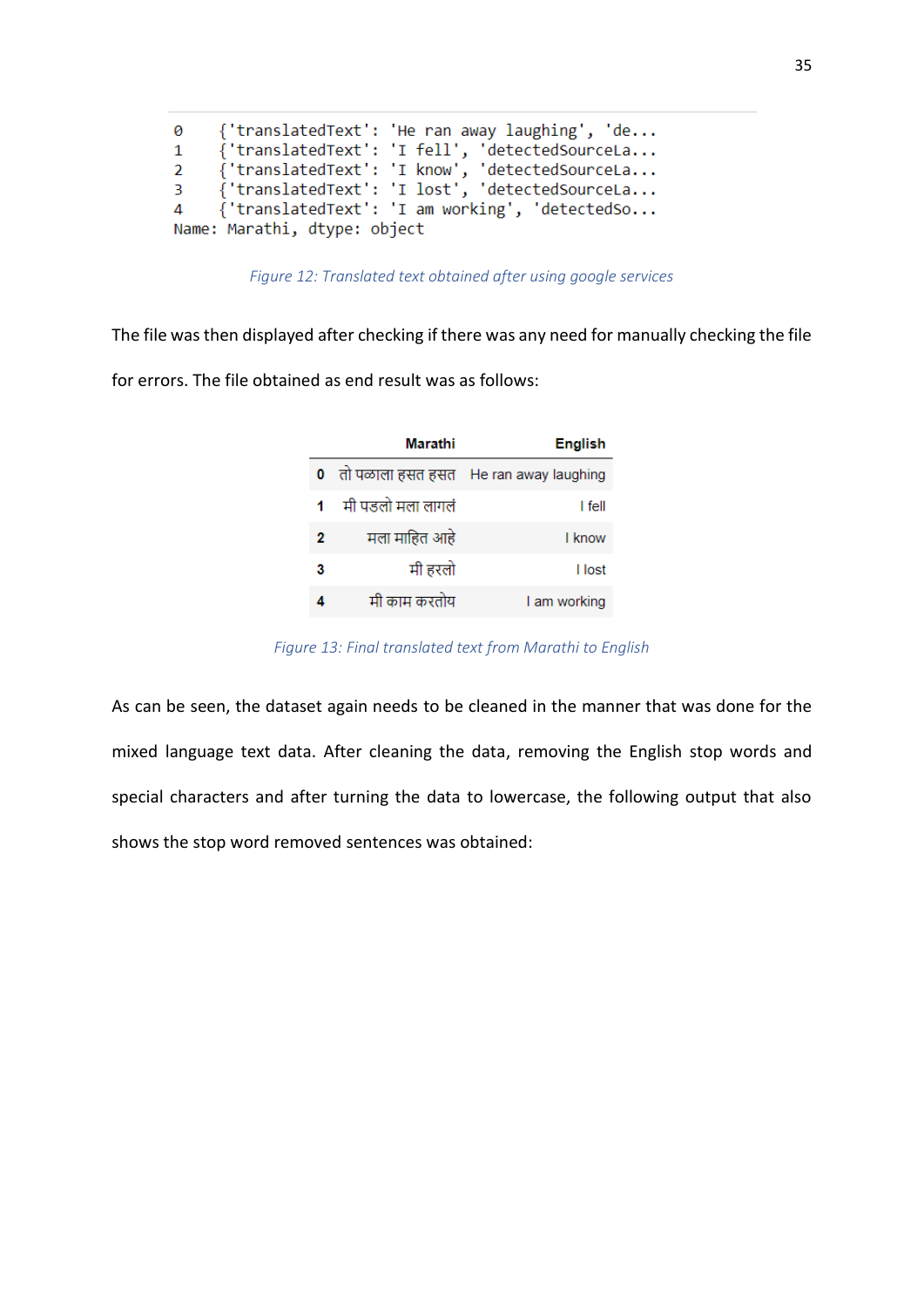```
0    {'translatedText': 'He ran away laughing', 'de...
1    {'translatedText': 'I fell', 'detectedSourceLa...
2    {'translatedText': 'I know', 'detectedSourceLa...
3    {'translatedText': 'I lost', 'detectedSourceLa...
4    {'translatedText': 'I am working', 'detectedSo...
Name: Marathi, dtype: object
```

*Figure 12: Translated text obtained after using google services*

The file was then displayed after checking if there was any need for manually checking the file for errors. The file obtained as end result was as follows:

| | Marathi | English |
|---|---|---|
| **0** | तो पळाला हसत हसत | He ran away laughing |
| **1** | मी पडलो मला लागलं | I fell |
| **2** | मला माहित आहे | I know |
| **3** | मी हरलो | I lost |
| **4** | मी काम करतोय | I am working |

*Figure 13: Final translated text from Marathi to English*

As can be seen, the dataset again needs to be cleaned in the manner that was done for the mixed language text data. After cleaning the data, removing the English stop words and special characters and after turning the data to lowercase, the following output that also shows the stop word removed sentences was obtained: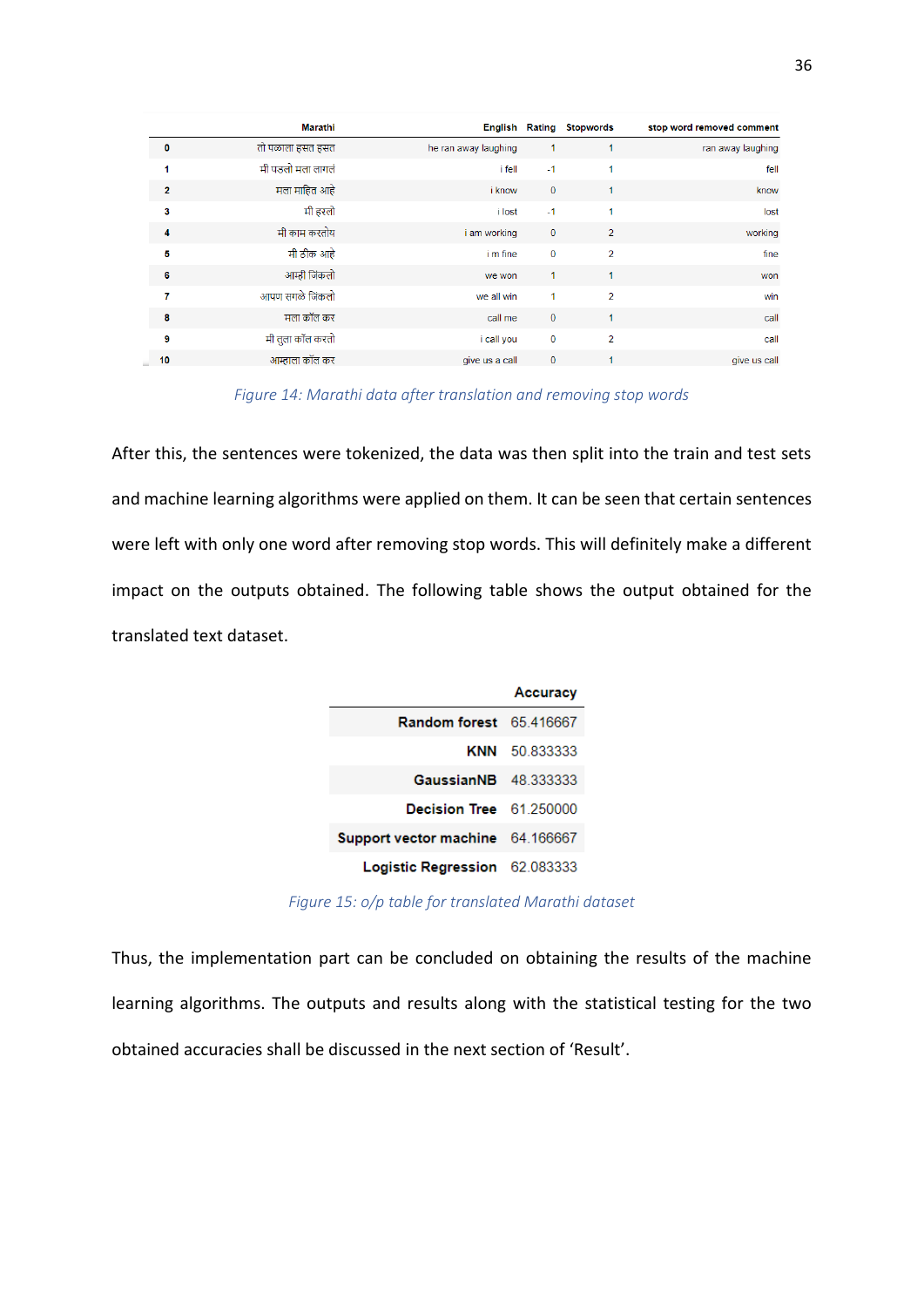|  | Marathi | English | Rating | Stopwords | stop word removed comment |
|---|---|---|---|---|---|
| 0 | तो पळाला हसत हसत | he ran away laughing | 1 | 1 | ran away laughing |
| 1 | मी पडलो मला लागलं | i fell | -1 | 1 | fell |
| 2 | मला माहित आहे | i know | 0 | 1 | know |
| 3 | मी हरलो | i lost | -1 | 1 | lost |
| 4 | मी काम करतोय | i am working | 0 | 2 | working |
| 5 | मी ठीक आहे | i m fine | 0 | 2 | fine |
| 6 | आम्ही जिंकलो | we won | 1 | 1 | won |
| 7 | आपण सगळे जिंकलो | we all win | 1 | 2 | win |
| 8 | मला कॉल कर | call me | 0 | 1 | call |
| 9 | मी तुला कॉल करतो | i call you | 0 | 2 | call |
| 10 | आम्हाला कॉल कर | give us a call | 0 | 1 | give us call |

*Figure 14: Marathi data after translation and removing stop words*

After this, the sentences were tokenized, the data was then split into the train and test sets and machine learning algorithms were applied on them. It can be seen that certain sentences were left with only one word after removing stop words. This will definitely make a different impact on the outputs obtained. The following table shows the output obtained for the translated text dataset.

|  | Accuracy |
|---|---|
| **Random forest** | 65.416667 |
| **KNN** | 50.833333 |
| **GaussianNB** | 48.333333 |
| **Decision Tree** | 61.250000 |
| **Support vector machine** | 64.166667 |
| **Logistic Regression** | 62.083333 |

*Figure 15: o/p table for translated Marathi dataset*

Thus, the implementation part can be concluded on obtaining the results of the machine learning algorithms. The outputs and results along with the statistical testing for the two obtained accuracies shall be discussed in the next section of 'Result'.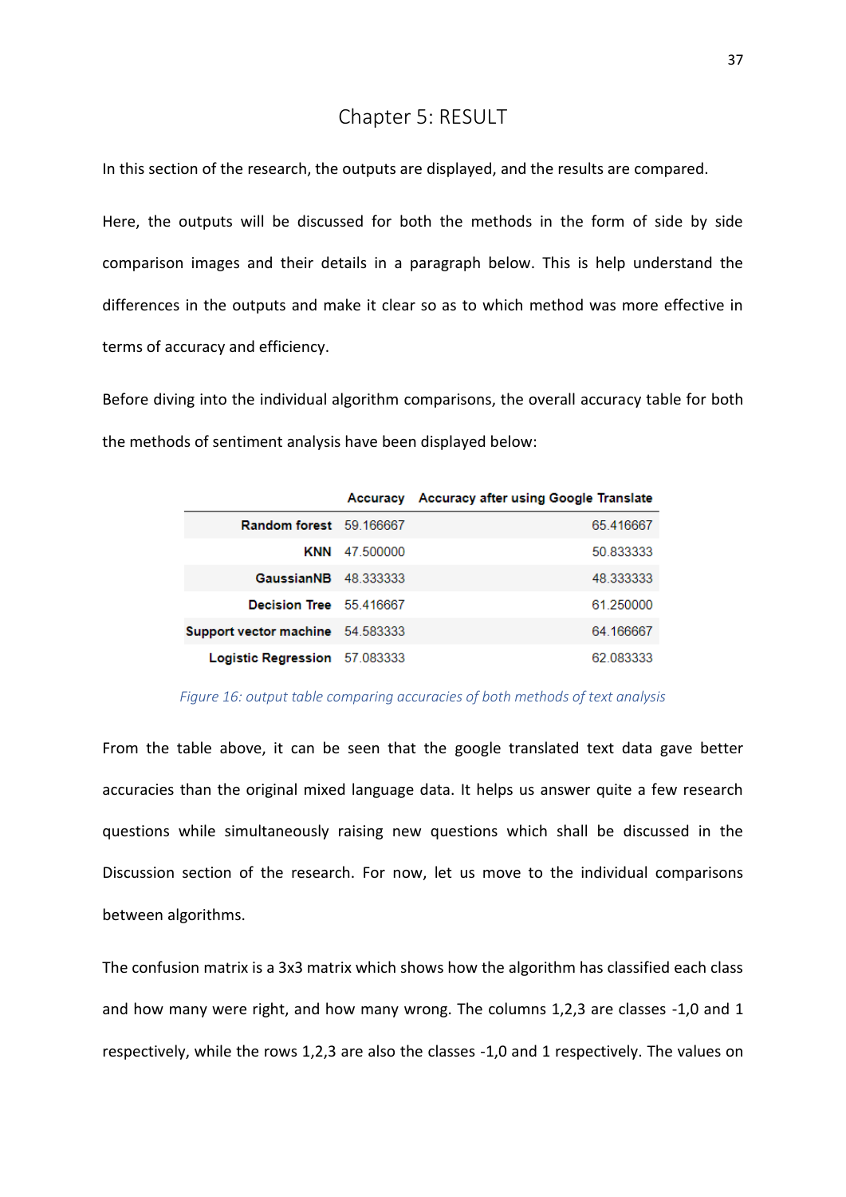# Chapter 5: RESULT

In this section of the research, the outputs are displayed, and the results are compared.

Here, the outputs will be discussed for both the methods in the form of side by side comparison images and their details in a paragraph below. This is help understand the differences in the outputs and make it clear so as to which method was more effective in terms of accuracy and efficiency.

Before diving into the individual algorithm comparisons, the overall accuracy table for both the methods of sentiment analysis have been displayed below:

| | Accuracy | Accuracy after using Google Translate |
|---|---|---|
| **Random forest** | 59.166667 | 65.416667 |
| **KNN** | 47.500000 | 50.833333 |
| **GaussianNB** | 48.333333 | 48.333333 |
| **Decision Tree** | 55.416667 | 61.250000 |
| **Support vector machine** | 54.583333 | 64.166667 |
| **Logistic Regression** | 57.083333 | 62.083333 |

*Figure 16: output table comparing accuracies of both methods of text analysis*

From the table above, it can be seen that the google translated text data gave better accuracies than the original mixed language data. It helps us answer quite a few research questions while simultaneously raising new questions which shall be discussed in the Discussion section of the research. For now, let us move to the individual comparisons between algorithms.

The confusion matrix is a 3x3 matrix which shows how the algorithm has classified each class and how many were right, and how many wrong. The columns 1,2,3 are classes -1,0 and 1 respectively, while the rows 1,2,3 are also the classes -1,0 and 1 respectively. The values on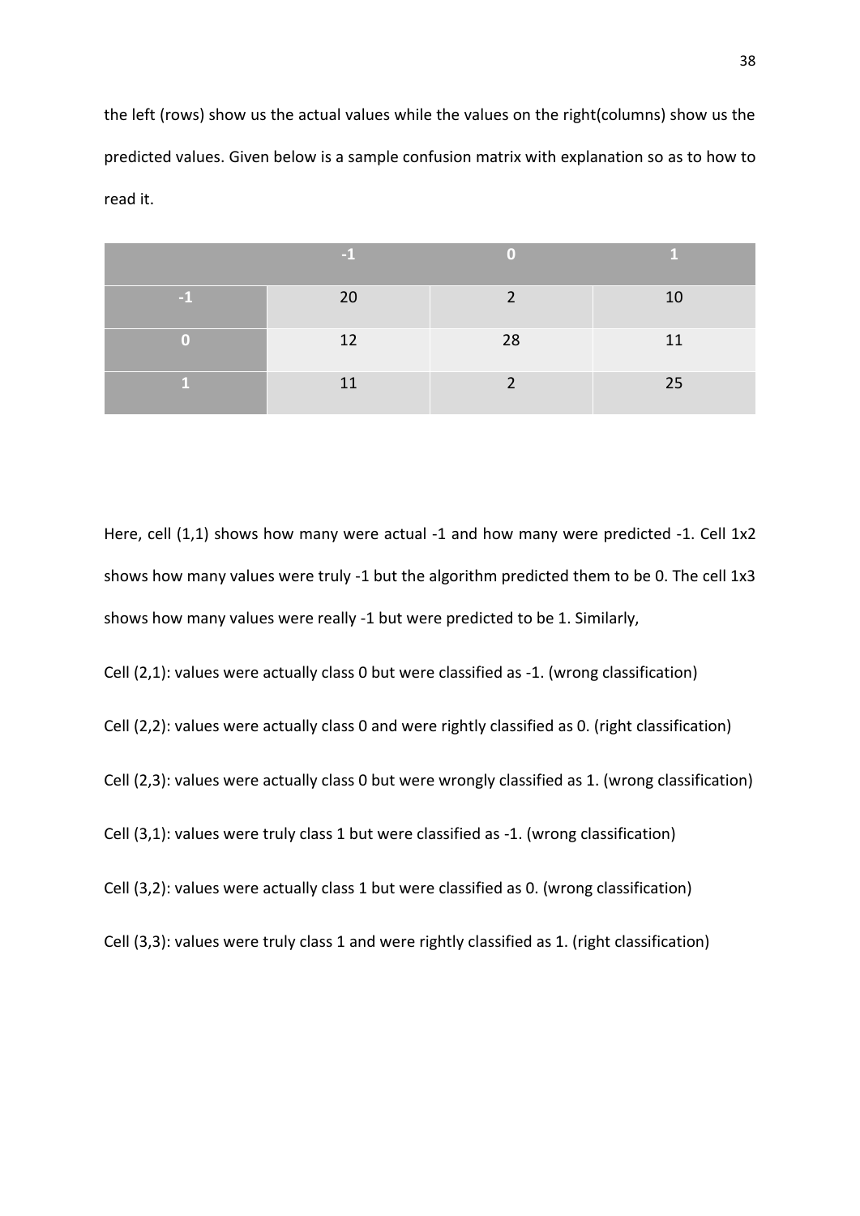the left (rows) show us the actual values while the values on the right(columns) show us the predicted values. Given below is a sample confusion matrix with explanation so as to how to read it.

| | **-1** | **0** | **1** |
|---|---|---|---|
| **-1** | 20 | 2 | 10 |
| **0** | 12 | 28 | 11 |
| **1** | 11 | 2 | 25 |

Here, cell (1,1) shows how many were actual -1 and how many were predicted -1. Cell 1x2 shows how many values were truly -1 but the algorithm predicted them to be 0. The cell 1x3 shows how many values were really -1 but were predicted to be 1. Similarly,

Cell (2,1): values were actually class 0 but were classified as -1. (wrong classification)

Cell (2,2): values were actually class 0 and were rightly classified as 0. (right classification)

Cell (2,3): values were actually class 0 but were wrongly classified as 1. (wrong classification)

Cell (3,1): values were truly class 1 but were classified as -1. (wrong classification)

Cell (3,2): values were actually class 1 but were classified as 0. (wrong classification)

Cell (3,3): values were truly class 1 and were rightly classified as 1. (right classification)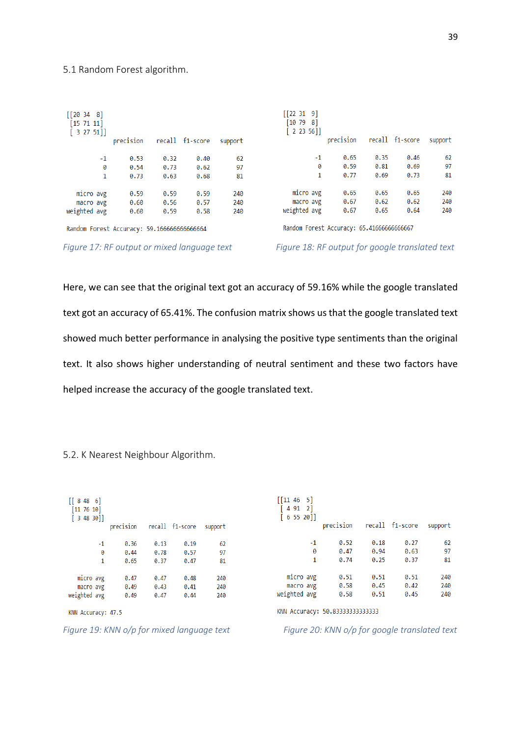5.1 Random Forest algorithm.

```
[[20 34  8]
 [15 71 11]
 [ 3 27 51]]
              precision    recall  f1-score   support

          -1       0.53      0.32      0.40        62
           0       0.54      0.73      0.62        97
           1       0.73      0.63      0.68        81

   micro avg       0.59      0.59      0.59       240
   macro avg       0.60      0.56      0.57       240
weighted avg       0.60      0.59      0.58       240

Random Forest Accuracy: 59.166666666666664
```

*Figure 17: RF output or mixed language text*

```
[[22 31  9]
 [10 79  8]
 [ 2 23 56]]
              precision    recall  f1-score   support

          -1       0.65      0.35      0.46        62
           0       0.59      0.81      0.69        97
           1       0.77      0.69      0.73        81

   micro avg       0.65      0.65      0.65       240
   macro avg       0.67      0.62      0.62       240
weighted avg       0.67      0.65      0.64       240

Random Forest Accuracy: 65.41666666666667
```

*Figure 18: RF output for google translated text*

Here, we can see that the original text got an accuracy of 59.16% while the google translated text got an accuracy of 65.41%. The confusion matrix shows us that the google translated text showed much better performance in analysing the positive type sentiments than the original text. It also shows higher understanding of neutral sentiment and these two factors have helped increase the accuracy of the google translated text.

5.2. K Nearest Neighbour Algorithm.

```
[[ 8 48  6]
 [11 76 10]
 [ 3 48 30]]
              precision    recall  f1-score   support

          -1       0.36      0.13      0.19        62
           0       0.44      0.78      0.57        97
           1       0.65      0.37      0.47        81

   micro avg       0.47      0.47      0.48       240
   macro avg       0.49      0.43      0.41       240
weighted avg       0.49      0.47      0.44       240

KNN Accuracy: 47.5
```

*Figure 19: KNN o/p for mixed language text*

```
[[11 46  5]
 [ 4 91  2]
 [ 6 55 20]]
              precision    recall  f1-score   support

          -1       0.52      0.18      0.27        62
           0       0.47      0.94      0.63        97
           1       0.74      0.25      0.37        81

   micro avg       0.51      0.51      0.51       240
   macro avg       0.58      0.45      0.42       240
weighted avg       0.58      0.51      0.45       240

KNN Accuracy: 50.83333333333333
```

*Figure 20: KNN o/p for google translated text*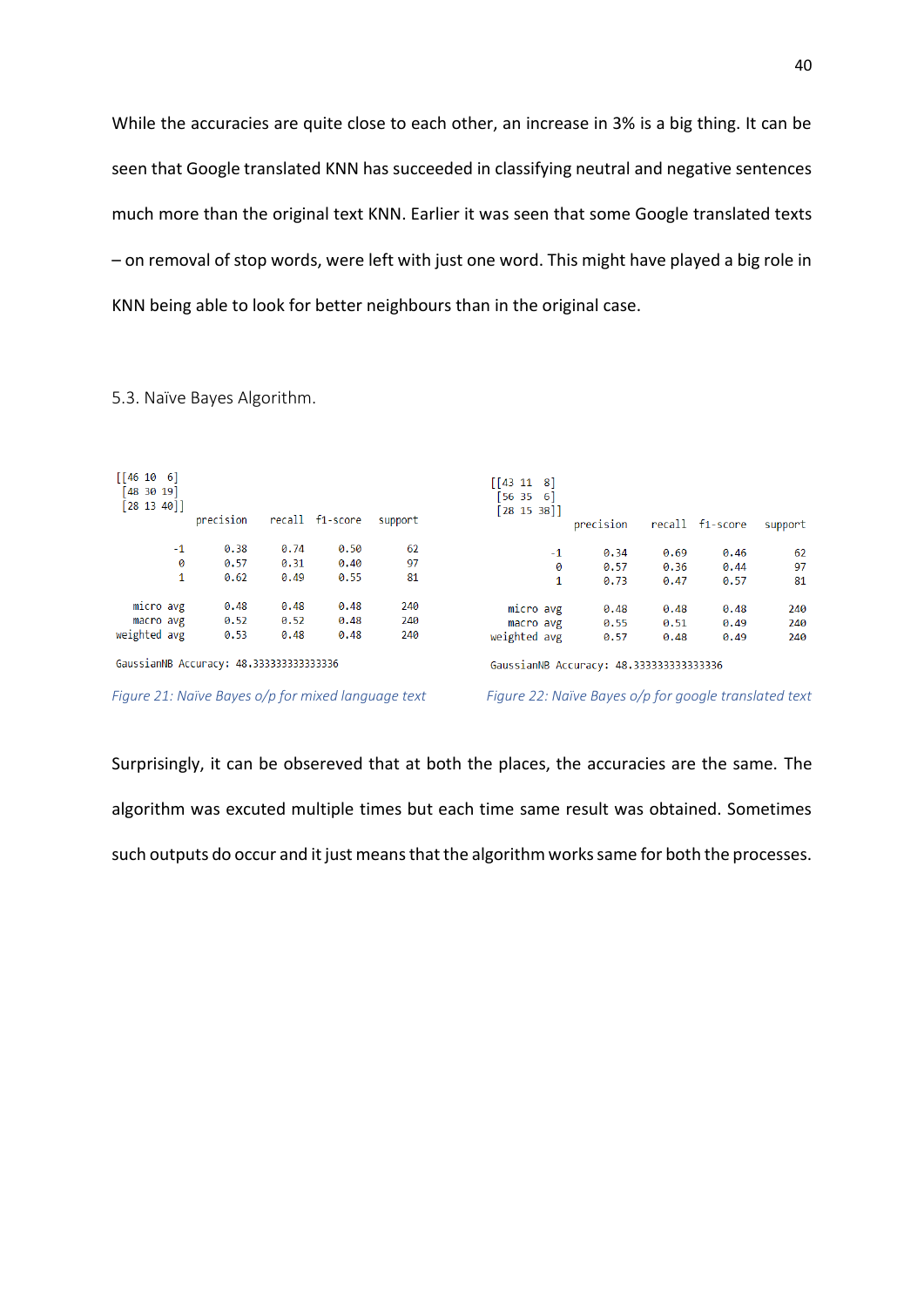While the accuracies are quite close to each other, an increase in 3% is a big thing. It can be seen that Google translated KNN has succeeded in classifying neutral and negative sentences much more than the original text KNN. Earlier it was seen that some Google translated texts – on removal of stop words, were left with just one word. This might have played a big role in KNN being able to look for better neighbours than in the original case.

## 5.3. Naïve Bayes Algorithm.

```
[[46 10  6]
 [48 30 19]
 [28 13 40]]
              precision    recall  f1-score   support

          -1       0.38      0.74      0.50        62
           0       0.57      0.31      0.40        97
           1       0.62      0.49      0.55        81

   micro avg       0.48      0.48      0.48       240
   macro avg       0.52      0.52      0.48       240
weighted avg       0.53      0.48      0.48       240

GaussianNB Accuracy: 48.333333333333336
```

*Figure 21: Naïve Bayes o/p for mixed language text*

```
[[43 11  8]
 [56 35  6]
 [28 15 38]]
              precision    recall  f1-score   support

          -1       0.34      0.69      0.46        62
           0       0.57      0.36      0.44        97
           1       0.73      0.47      0.57        81

   micro avg       0.48      0.48      0.48       240
   macro avg       0.55      0.51      0.49       240
weighted avg       0.57      0.48      0.49       240

GaussianNB Accuracy: 48.333333333333336
```

*Figure 22: Naïve Bayes o/p for google translated text*

Surprisingly, it can be obsereved that at both the places, the accuracies are the same. The algorithm was excuted multiple times but each time same result was obtained. Sometimes such outputs do occur and it just means that the algorithm works same for both the processes.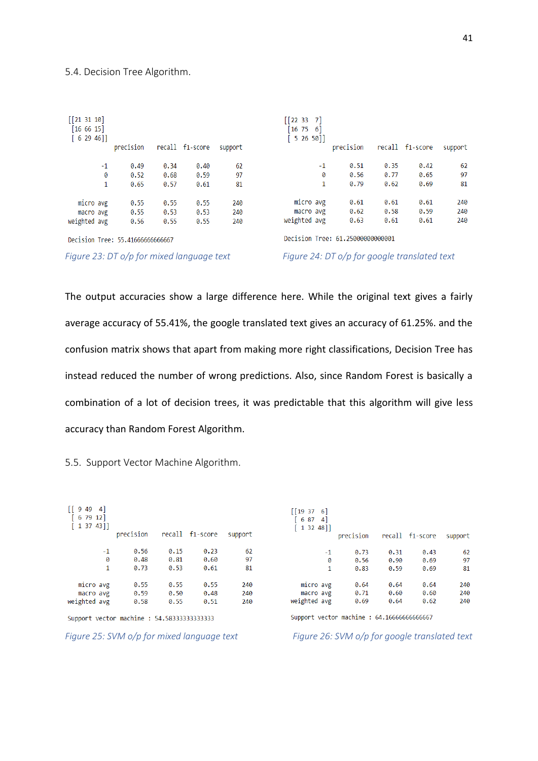## 5.4. Decision Tree Algorithm.

```
[[21 31 10]
 [16 66 15]
 [ 6 29 46]]
              precision    recall  f1-score   support

          -1       0.49      0.34      0.40        62
           0       0.52      0.68      0.59        97
           1       0.65      0.57      0.61        81

   micro avg       0.55      0.55      0.55       240
   macro avg       0.55      0.53      0.53       240
weighted avg       0.56      0.55      0.55       240

Decision Tree: 55.41666666666667
```

*Figure 23: DT o/p for mixed language text*

```
[[22 33  7]
 [16 75  6]
 [ 5 26 50]]
              precision    recall  f1-score   support

          -1       0.51      0.35      0.42        62
           0       0.56      0.77      0.65        97
           1       0.79      0.62      0.69        81

   micro avg       0.61      0.61      0.61       240
   macro avg       0.62      0.58      0.59       240
weighted avg       0.63      0.61      0.61       240

Decision Tree: 61.25000000000001
```

*Figure 24: DT o/p for google translated text*

The output accuracies show a large difference here. While the original text gives a fairly average accuracy of 55.41%, the google translated text gives an accuracy of 61.25%. and the confusion matrix shows that apart from making more right classifications, Decision Tree has instead reduced the number of wrong predictions. Also, since Random Forest is basically a combination of a lot of decision trees, it was predictable that this algorithm will give less accuracy than Random Forest Algorithm.

## 5.5. Support Vector Machine Algorithm.

```
[[ 9 49  4]
 [ 6 79 12]
 [ 1 37 43]]
              precision    recall  f1-score   support

          -1       0.56      0.15      0.23        62
           0       0.48      0.81      0.60        97
           1       0.73      0.53      0.61        81

   micro avg       0.55      0.55      0.55       240
   macro avg       0.59      0.50      0.48       240
weighted avg       0.58      0.55      0.51       240

Support vector machine : 54.58333333333333
```

*Figure 25: SVM o/p for mixed language text*

```
[[19 37  6]
 [ 6 87  4]
 [ 1 32 48]]
              precision    recall  f1-score   support

          -1       0.73      0.31      0.43        62
           0       0.56      0.90      0.69        97
           1       0.83      0.59      0.69        81

   micro avg       0.64      0.64      0.64       240
   macro avg       0.71      0.60      0.60       240
weighted avg       0.69      0.64      0.62       240

Support vector machine : 64.16666666666667
```

*Figure 26: SVM o/p for google translated text*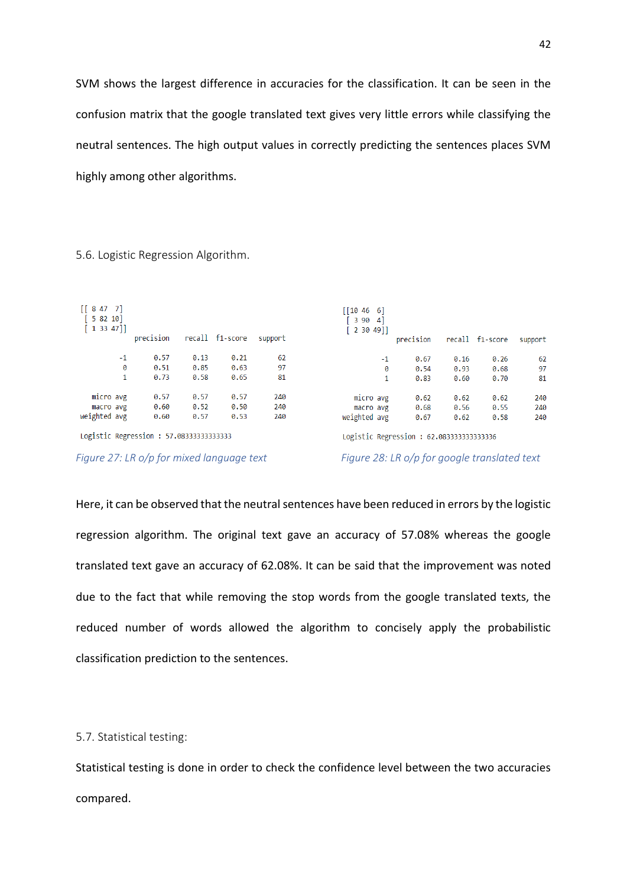SVM shows the largest difference in accuracies for the classification. It can be seen in the confusion matrix that the google translated text gives very little errors while classifying the neutral sentences. The high output values in correctly predicting the sentences places SVM highly among other algorithms.

5.6. Logistic Regression Algorithm.

```
[[ 8 47  7]
 [ 5 82 10]
 [ 1 33 47]]
              precision    recall  f1-score   support

          -1       0.57      0.13      0.21        62
           0       0.51      0.85      0.63        97
           1       0.73      0.58      0.65        81

   micro avg       0.57      0.57      0.57       240
   macro avg       0.60      0.52      0.50       240
weighted avg       0.60      0.57      0.53       240

Logistic Regression : 57.08333333333333
```

*Figure 27: LR o/p for mixed language text*

```
[[10 46  6]
 [ 3 90  4]
 [ 2 30 49]]
              precision    recall  f1-score   support

          -1       0.67      0.16      0.26        62
           0       0.54      0.93      0.68        97
           1       0.83      0.60      0.70        81

   micro avg       0.62      0.62      0.62       240
   macro avg       0.68      0.56      0.55       240
weighted avg       0.67      0.62      0.58       240

Logistic Regression : 62.083333333333336
```

*Figure 28: LR o/p for google translated text*

Here, it can be observed that the neutral sentences have been reduced in errors by the logistic regression algorithm. The original text gave an accuracy of 57.08% whereas the google translated text gave an accuracy of 62.08%. It can be said that the improvement was noted due to the fact that while removing the stop words from the google translated texts, the reduced number of words allowed the algorithm to concisely apply the probabilistic classification prediction to the sentences.

5.7. Statistical testing:

Statistical testing is done in order to check the confidence level between the two accuracies compared.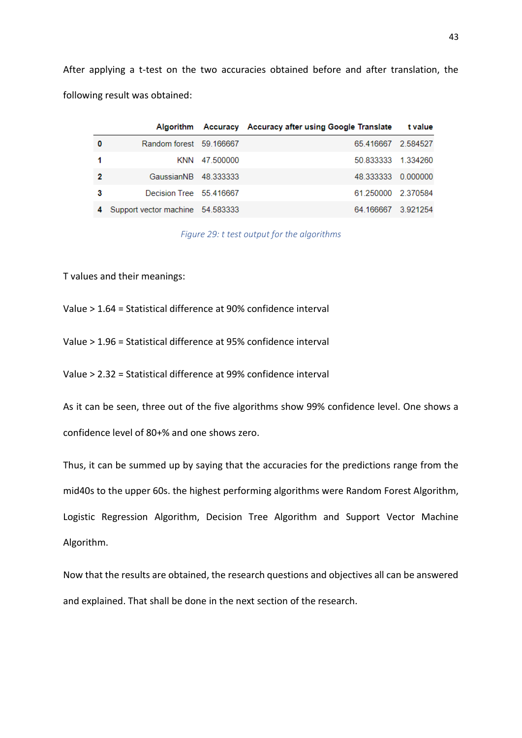After applying a t-test on the two accuracies obtained before and after translation, the following result was obtained:

| | Algorithm | Accuracy | Accuracy after using Google Translate | t value |
|---|---|---|---|---|
| 0 | Random forest | 59.166667 | 65.416667 | 2.584527 |
| 1 | KNN | 47.500000 | 50.833333 | 1.334260 |
| 2 | GaussianNB | 48.333333 | 48.333333 | 0.000000 |
| 3 | Decision Tree | 55.416667 | 61.250000 | 2.370584 |
| 4 | Support vector machine | 54.583333 | 64.166667 | 3.921254 |

*Figure 29: t test output for the algorithms*

T values and their meanings:

Value > 1.64 = Statistical difference at 90% confidence interval

Value > 1.96 = Statistical difference at 95% confidence interval

Value > 2.32 = Statistical difference at 99% confidence interval

As it can be seen, three out of the five algorithms show 99% confidence level. One shows a confidence level of 80+% and one shows zero.

Thus, it can be summed up by saying that the accuracies for the predictions range from the mid40s to the upper 60s. the highest performing algorithms were Random Forest Algorithm, Logistic Regression Algorithm, Decision Tree Algorithm and Support Vector Machine Algorithm.

Now that the results are obtained, the research questions and objectives all can be answered and explained. That shall be done in the next section of the research.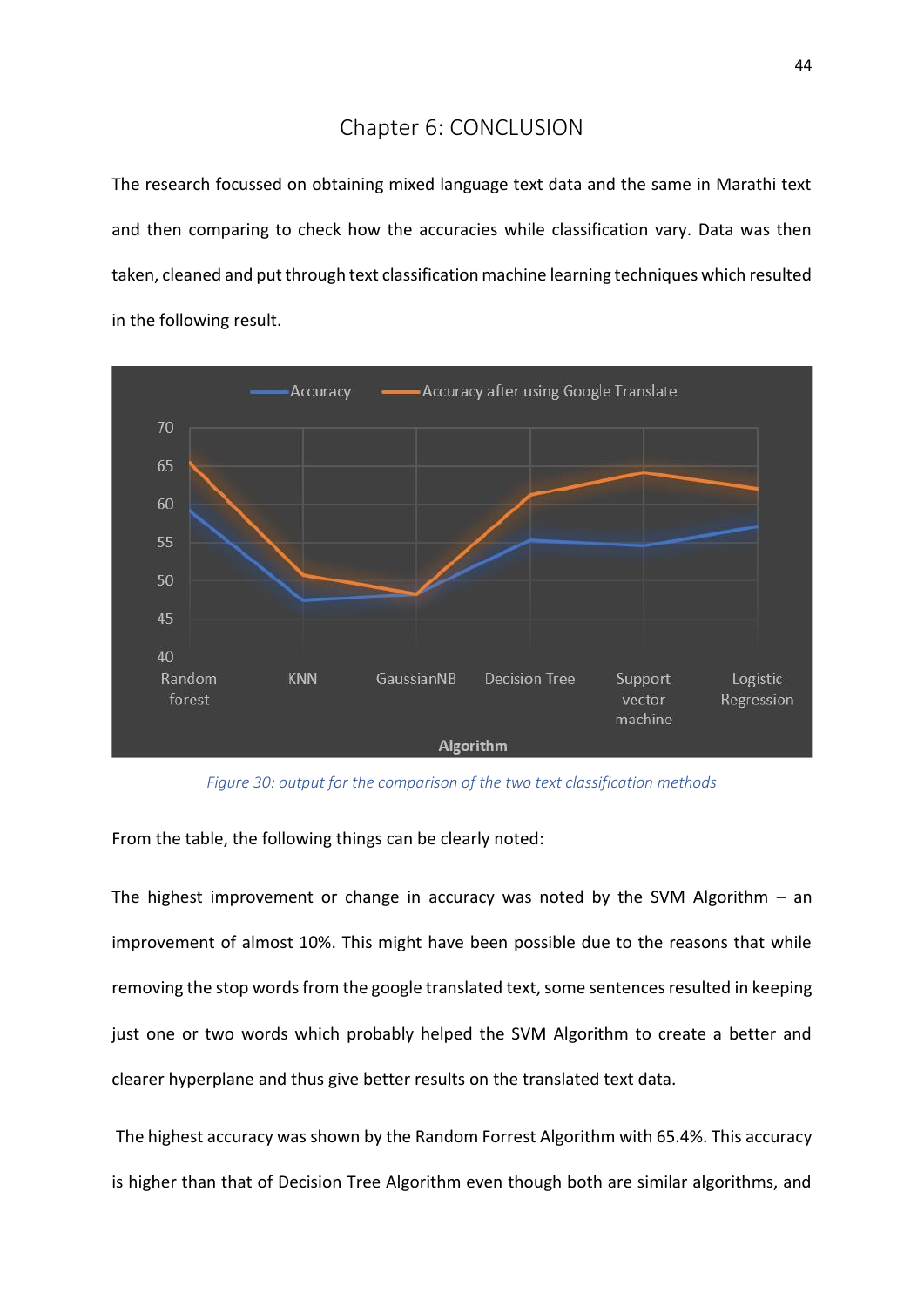# Chapter 6: CONCLUSION

The research focussed on obtaining mixed language text data and the same in Marathi text and then comparing to check how the accuracies while classification vary. Data was then taken, cleaned and put through text classification machine learning techniques which resulted in the following result.

*Figure 30: output for the comparison of the two text classification methods*

From the table, the following things can be clearly noted:

The highest improvement or change in accuracy was noted by the SVM Algorithm – an improvement of almost 10%. This might have been possible due to the reasons that while removing the stop words from the google translated text, some sentences resulted in keeping just one or two words which probably helped the SVM Algorithm to create a better and clearer hyperplane and thus give better results on the translated text data.

The highest accuracy was shown by the Random Forrest Algorithm with 65.4%. This accuracy is higher than that of Decision Tree Algorithm even though both are similar algorithms, and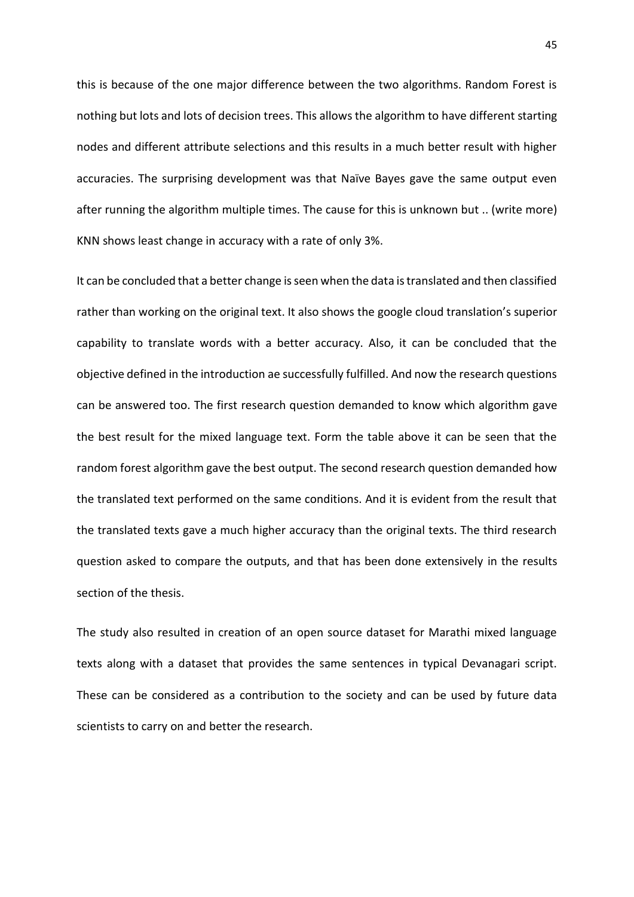this is because of the one major difference between the two algorithms. Random Forest is nothing but lots and lots of decision trees. This allows the algorithm to have different starting nodes and different attribute selections and this results in a much better result with higher accuracies. The surprising development was that Naïve Bayes gave the same output even after running the algorithm multiple times. The cause for this is unknown but .. (write more) KNN shows least change in accuracy with a rate of only 3%.

It can be concluded that a better change is seen when the data is translated and then classified rather than working on the original text. It also shows the google cloud translation's superior capability to translate words with a better accuracy. Also, it can be concluded that the objective defined in the introduction ae successfully fulfilled. And now the research questions can be answered too. The first research question demanded to know which algorithm gave the best result for the mixed language text. Form the table above it can be seen that the random forest algorithm gave the best output. The second research question demanded how the translated text performed on the same conditions. And it is evident from the result that the translated texts gave a much higher accuracy than the original texts. The third research question asked to compare the outputs, and that has been done extensively in the results section of the thesis.

The study also resulted in creation of an open source dataset for Marathi mixed language texts along with a dataset that provides the same sentences in typical Devanagari script. These can be considered as a contribution to the society and can be used by future data scientists to carry on and better the research.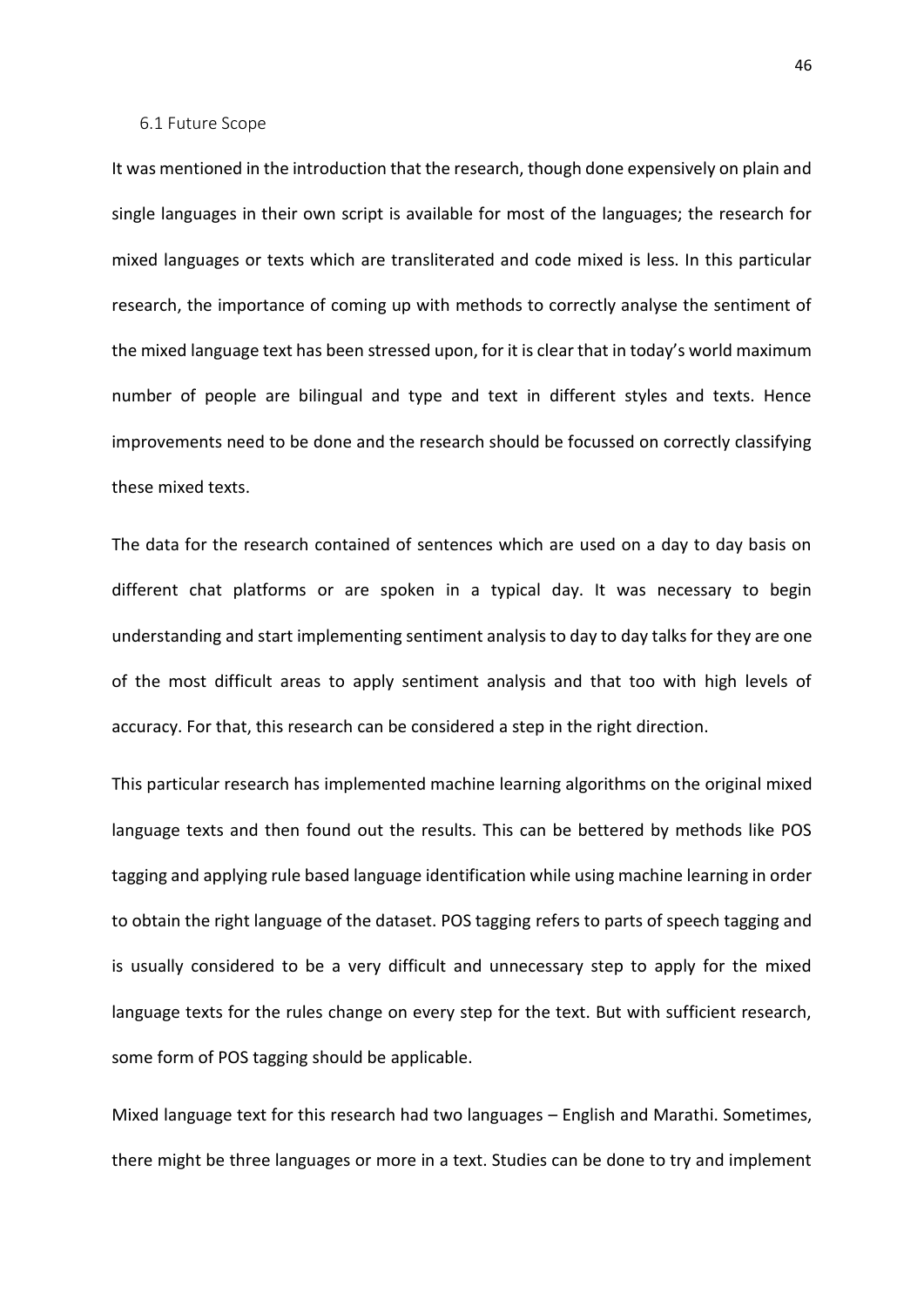## 6.1 Future Scope

It was mentioned in the introduction that the research, though done expensively on plain and single languages in their own script is available for most of the languages; the research for mixed languages or texts which are transliterated and code mixed is less. In this particular research, the importance of coming up with methods to correctly analyse the sentiment of the mixed language text has been stressed upon, for it is clear that in today's world maximum number of people are bilingual and type and text in different styles and texts. Hence improvements need to be done and the research should be focussed on correctly classifying these mixed texts.

The data for the research contained of sentences which are used on a day to day basis on different chat platforms or are spoken in a typical day. It was necessary to begin understanding and start implementing sentiment analysis to day to day talks for they are one of the most difficult areas to apply sentiment analysis and that too with high levels of accuracy. For that, this research can be considered a step in the right direction.

This particular research has implemented machine learning algorithms on the original mixed language texts and then found out the results. This can be bettered by methods like POS tagging and applying rule based language identification while using machine learning in order to obtain the right language of the dataset. POS tagging refers to parts of speech tagging and is usually considered to be a very difficult and unnecessary step to apply for the mixed language texts for the rules change on every step for the text. But with sufficient research, some form of POS tagging should be applicable.

Mixed language text for this research had two languages – English and Marathi. Sometimes, there might be three languages or more in a text. Studies can be done to try and implement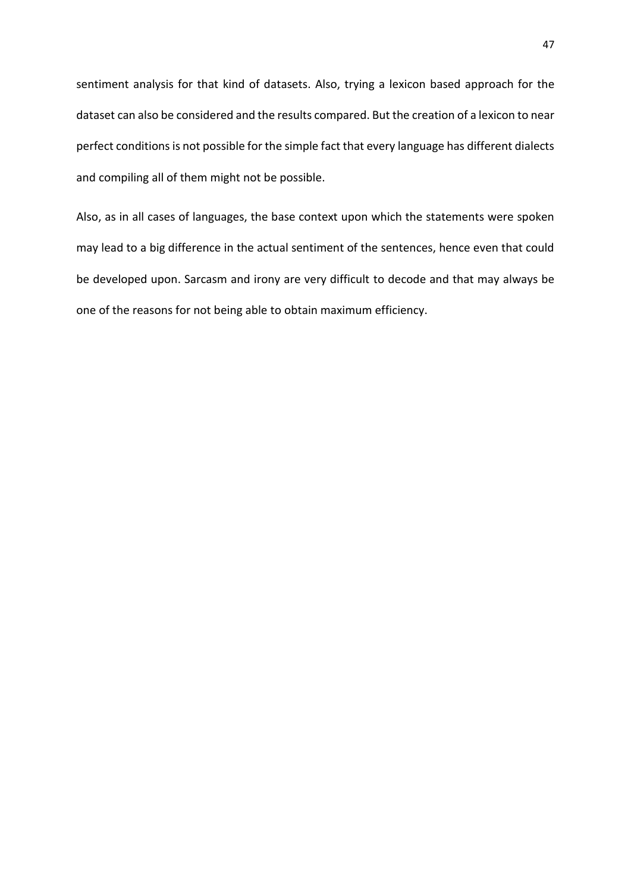sentiment analysis for that kind of datasets. Also, trying a lexicon based approach for the dataset can also be considered and the results compared. But the creation of a lexicon to near perfect conditions is not possible for the simple fact that every language has different dialects and compiling all of them might not be possible.

Also, as in all cases of languages, the base context upon which the statements were spoken may lead to a big difference in the actual sentiment of the sentences, hence even that could be developed upon. Sarcasm and irony are very difficult to decode and that may always be one of the reasons for not being able to obtain maximum efficiency.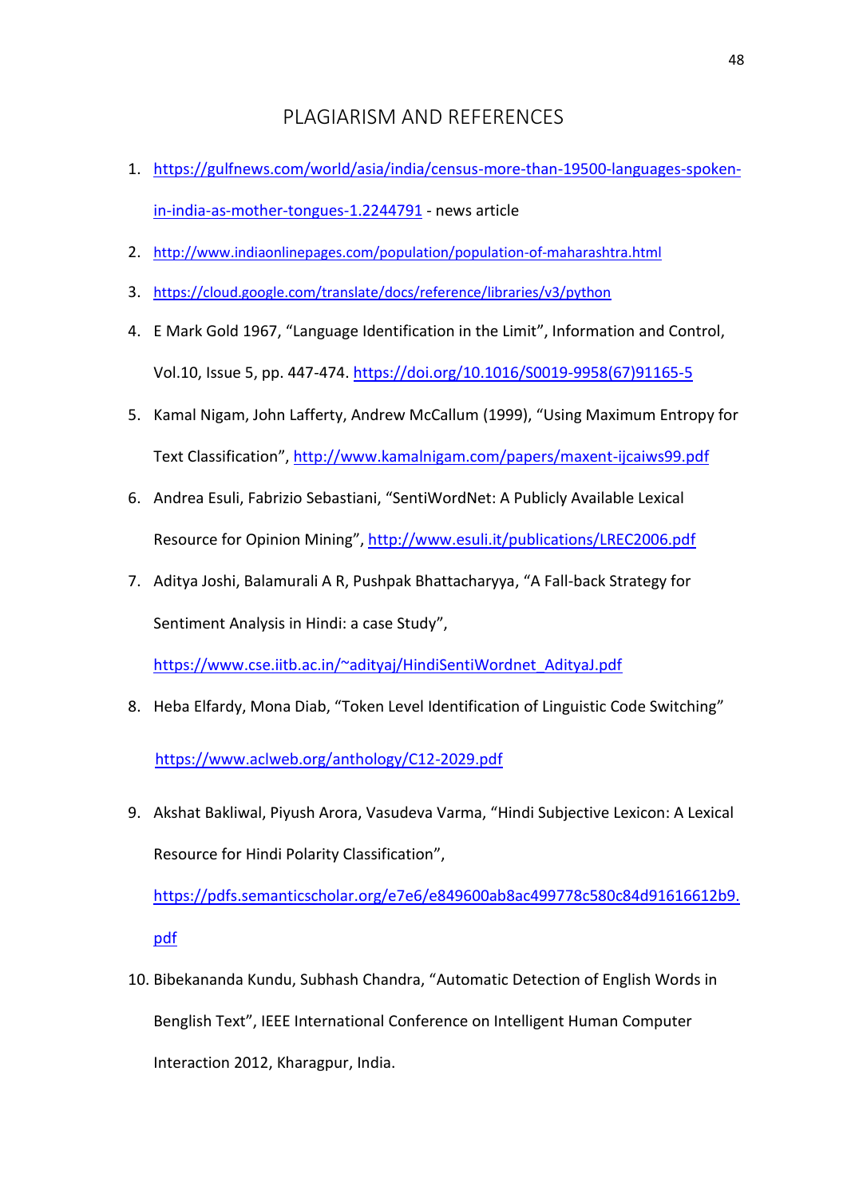# PLAGIARISM AND REFERENCES

1. https://gulfnews.com/world/asia/india/census-more-than-19500-languages-spoken-in-india-as-mother-tongues-1.2244791 - news article
2. http://www.indiaonlinepages.com/population/population-of-maharashtra.html
3. https://cloud.google.com/translate/docs/reference/libraries/v3/python
4. E Mark Gold 1967, "Language Identification in the Limit", Information and Control, Vol.10, Issue 5, pp. 447-474. https://doi.org/10.1016/S0019-9958(67)91165-5
5. Kamal Nigam, John Lafferty, Andrew McCallum (1999), "Using Maximum Entropy for Text Classification", http://www.kamalnigam.com/papers/maxent-ijcaiws99.pdf
6. Andrea Esuli, Fabrizio Sebastiani, "SentiWordNet: A Publicly Available Lexical Resource for Opinion Mining", http://www.esuli.it/publications/LREC2006.pdf
7. Aditya Joshi, Balamurali A R, Pushpak Bhattacharyya, "A Fall-back Strategy for Sentiment Analysis in Hindi: a case Study", https://www.cse.iitb.ac.in/~adityaj/HindiSentiWordnet_AdityaJ.pdf
8. Heba Elfardy, Mona Diab, "Token Level Identification of Linguistic Code Switching" https://www.aclweb.org/anthology/C12-2029.pdf
9. Akshat Bakliwal, Piyush Arora, Vasudeva Varma, "Hindi Subjective Lexicon: A Lexical Resource for Hindi Polarity Classification", https://pdfs.semanticscholar.org/e7e6/e849600ab8ac499778c580c84d91616612b9.pdf
10. Bibekananda Kundu, Subhash Chandra, "Automatic Detection of English Words in Benglish Text", IEEE International Conference on Intelligent Human Computer Interaction 2012, Kharagpur, India.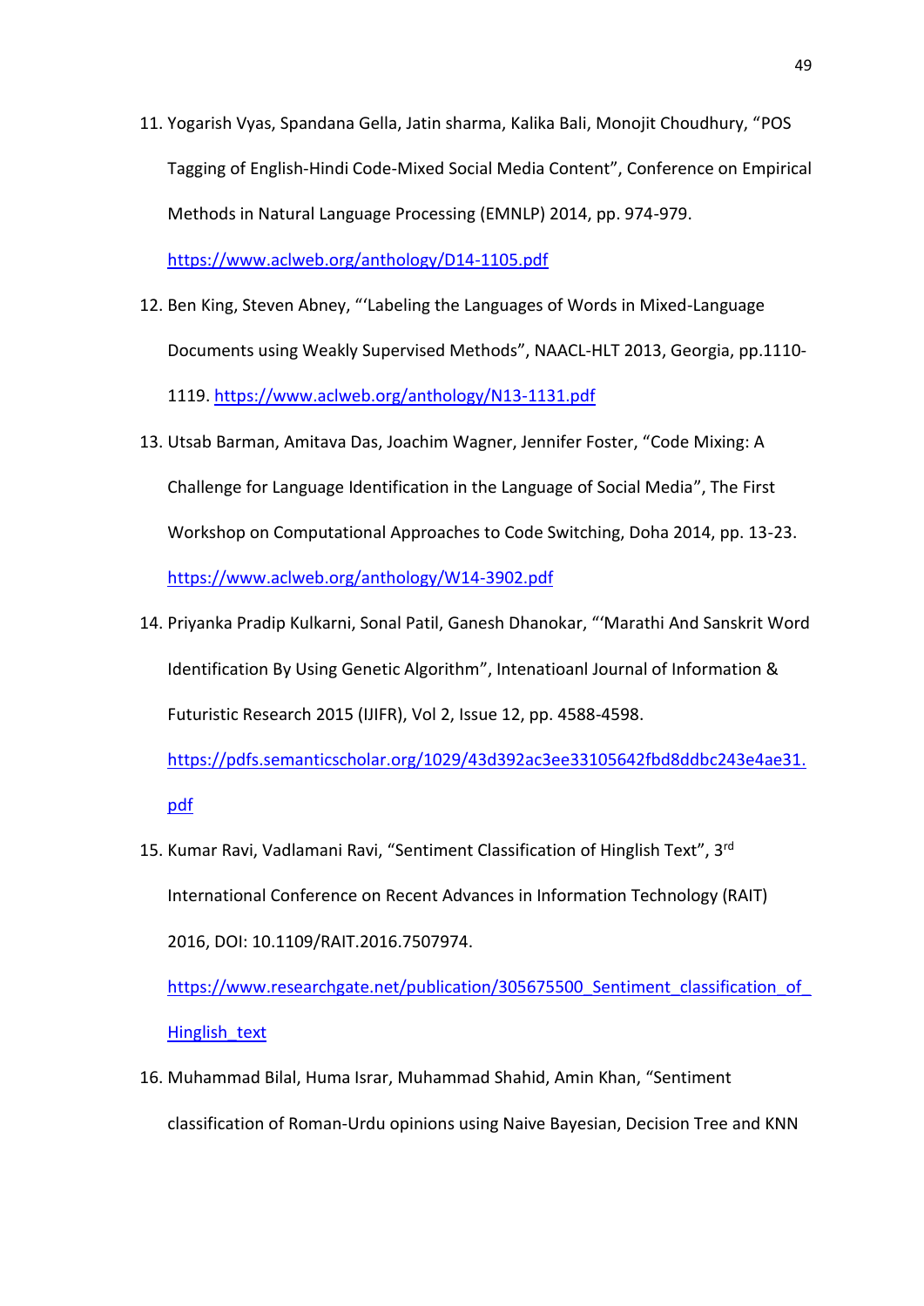11. Yogarish Vyas, Spandana Gella, Jatin sharma, Kalika Bali, Monojit Choudhury, "POS Tagging of English-Hindi Code-Mixed Social Media Content", Conference on Empirical Methods in Natural Language Processing (EMNLP) 2014, pp. 974-979. https://www.aclweb.org/anthology/D14-1105.pdf

12. Ben King, Steven Abney, "'Labeling the Languages of Words in Mixed-Language Documents using Weakly Supervised Methods", NAACL-HLT 2013, Georgia, pp.1110-1119. https://www.aclweb.org/anthology/N13-1131.pdf

13. Utsab Barman, Amitava Das, Joachim Wagner, Jennifer Foster, "Code Mixing: A Challenge for Language Identification in the Language of Social Media", The First Workshop on Computational Approaches to Code Switching, Doha 2014, pp. 13-23. https://www.aclweb.org/anthology/W14-3902.pdf

14. Priyanka Pradip Kulkarni, Sonal Patil, Ganesh Dhanokar, "'Marathi And Sanskrit Word Identification By Using Genetic Algorithm", Intenatioanl Journal of Information & Futuristic Research 2015 (IJIFR), Vol 2, Issue 12, pp. 4588-4598. https://pdfs.semanticscholar.org/1029/43d392ac3ee33105642fbd8ddbc243e4ae31.pdf

15. Kumar Ravi, Vadlamani Ravi, "Sentiment Classification of Hinglish Text", 3rd International Conference on Recent Advances in Information Technology (RAIT) 2016, DOI: 10.1109/RAIT.2016.7507974. https://www.researchgate.net/publication/305675500_Sentiment_classification_of_Hinglish_text

16. Muhammad Bilal, Huma Israr, Muhammad Shahid, Amin Khan, "Sentiment classification of Roman-Urdu opinions using Naive Bayesian, Decision Tree and KNN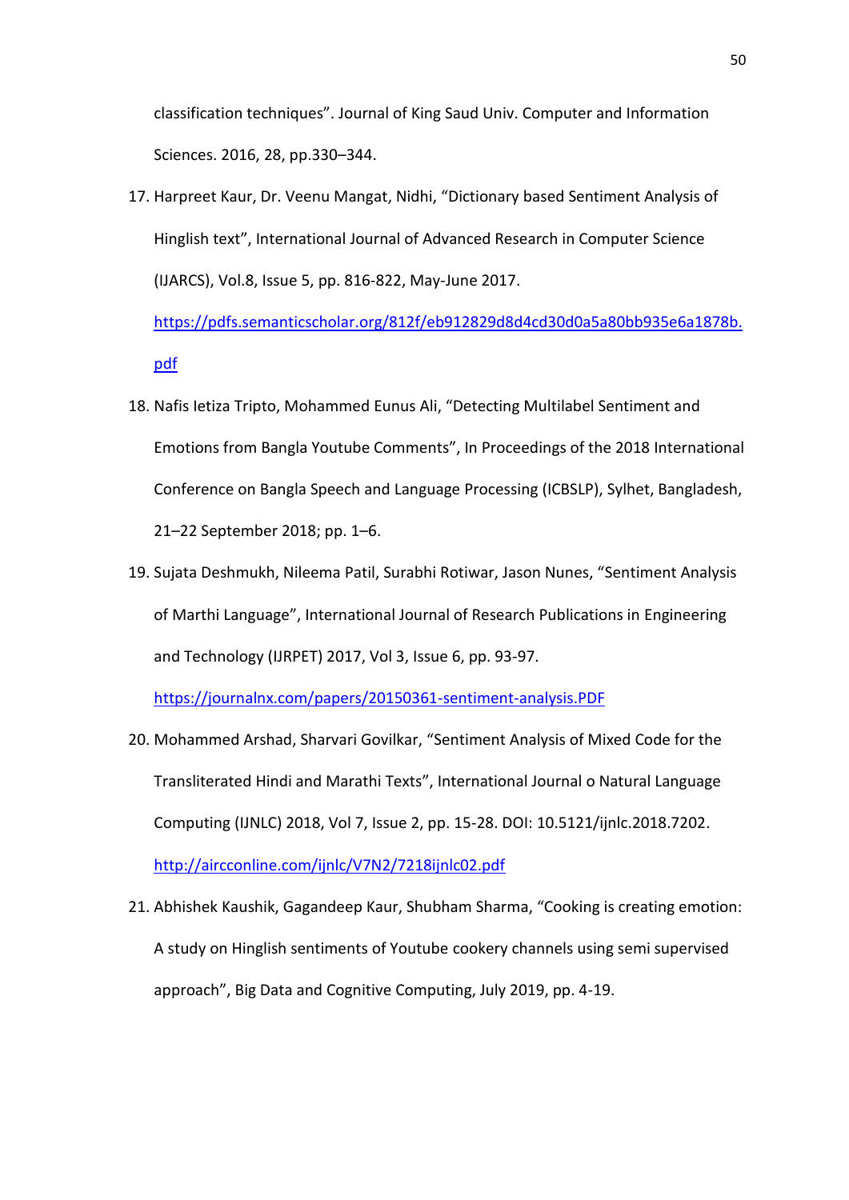classification techniques". Journal of King Saud Univ. Computer and Information Sciences. 2016, 28, pp.330–344.

17. Harpreet Kaur, Dr. Veenu Mangat, Nidhi, "Dictionary based Sentiment Analysis of Hinglish text", International Journal of Advanced Research in Computer Science (IJARCS), Vol.8, Issue 5, pp. 816-822, May-June 2017. https://pdfs.semanticscholar.org/812f/eb912829d8d4cd30d0a5a80bb935e6a1878b.pdf
18. Nafis Ietiza Tripto, Mohammed Eunus Ali, "Detecting Multilabel Sentiment and Emotions from Bangla Youtube Comments", In Proceedings of the 2018 International Conference on Bangla Speech and Language Processing (ICBSLP), Sylhet, Bangladesh, 21–22 September 2018; pp. 1–6.
19. Sujata Deshmukh, Nileema Patil, Surabhi Rotiwar, Jason Nunes, "Sentiment Analysis of Marthi Language", International Journal of Research Publications in Engineering and Technology (IJRPET) 2017, Vol 3, Issue 6, pp. 93-97. https://journalnx.com/papers/20150361-sentiment-analysis.PDF
20. Mohammed Arshad, Sharvari Govilkar, "Sentiment Analysis of Mixed Code for the Transliterated Hindi and Marathi Texts", International Journal o Natural Language Computing (IJNLC) 2018, Vol 7, Issue 2, pp. 15-28. DOI: 10.5121/ijnlc.2018.7202. http://aircconline.com/ijnlc/V7N2/7218ijnlc02.pdf
21. Abhishek Kaushik, Gagandeep Kaur, Shubham Sharma, "Cooking is creating emotion: A study on Hinglish sentiments of Youtube cookery channels using semi supervised approach", Big Data and Cognitive Computing, July 2019, pp. 4-19.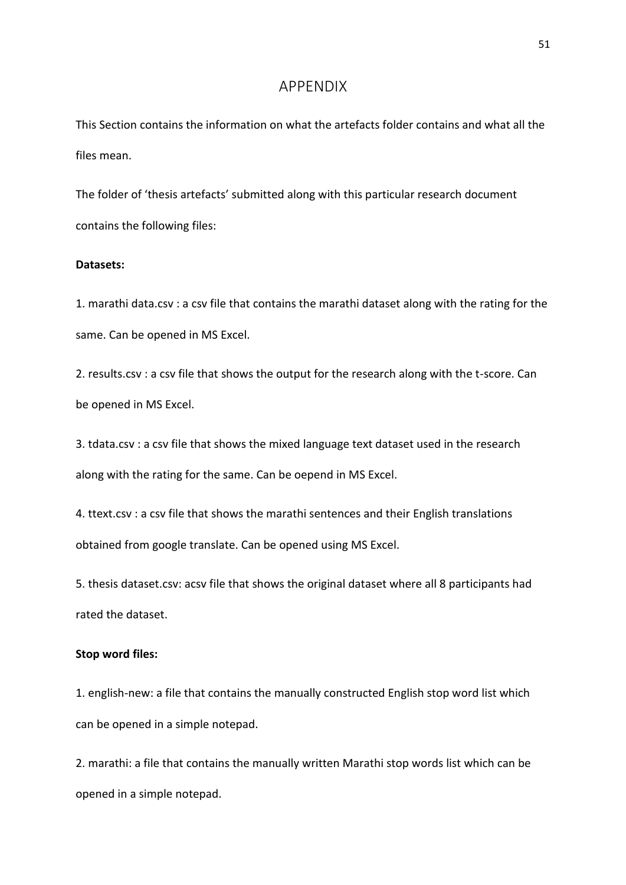# APPENDIX

This Section contains the information on what the artefacts folder contains and what all the files mean.

The folder of 'thesis artefacts' submitted along with this particular research document contains the following files:

**Datasets:**

1. marathi data.csv : a csv file that contains the marathi dataset along with the rating for the same. Can be opened in MS Excel.

2. results.csv : a csv file that shows the output for the research along with the t-score. Can be opened in MS Excel.

3. tdata.csv : a csv file that shows the mixed language text dataset used in the research along with the rating for the same. Can be oepend in MS Excel.

4. ttext.csv : a csv file that shows the marathi sentences and their English translations obtained from google translate. Can be opened using MS Excel.

5. thesis dataset.csv: acsv file that shows the original dataset where all 8 participants had rated the dataset.

**Stop word files:**

1. english-new: a file that contains the manually constructed English stop word list which can be opened in a simple notepad.

2. marathi: a file that contains the manually written Marathi stop words list which can be opened in a simple notepad.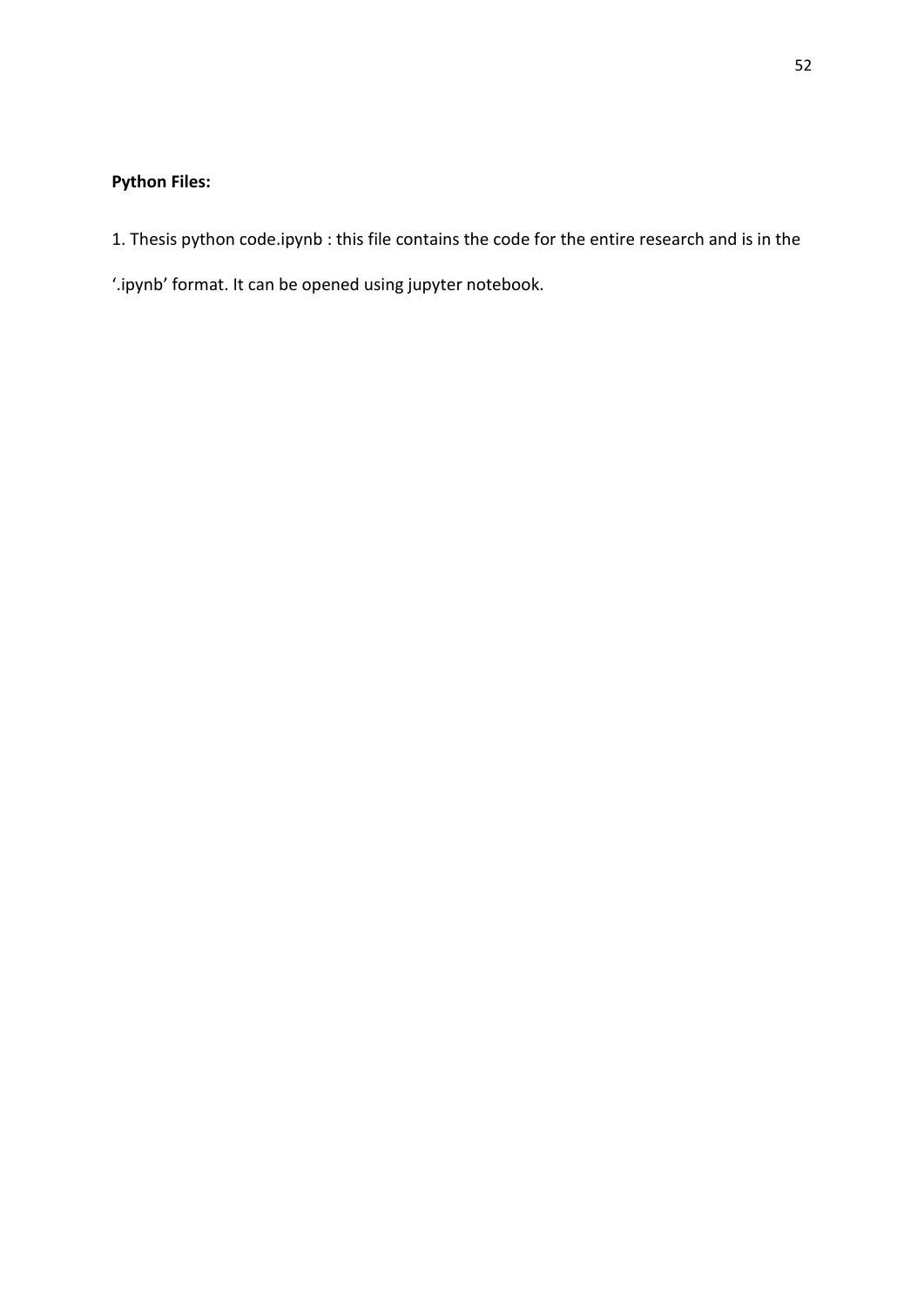**Python Files:**

1. Thesis python code.ipynb : this file contains the code for the entire research and is in the '.ipynb' format. It can be opened using jupyter notebook.